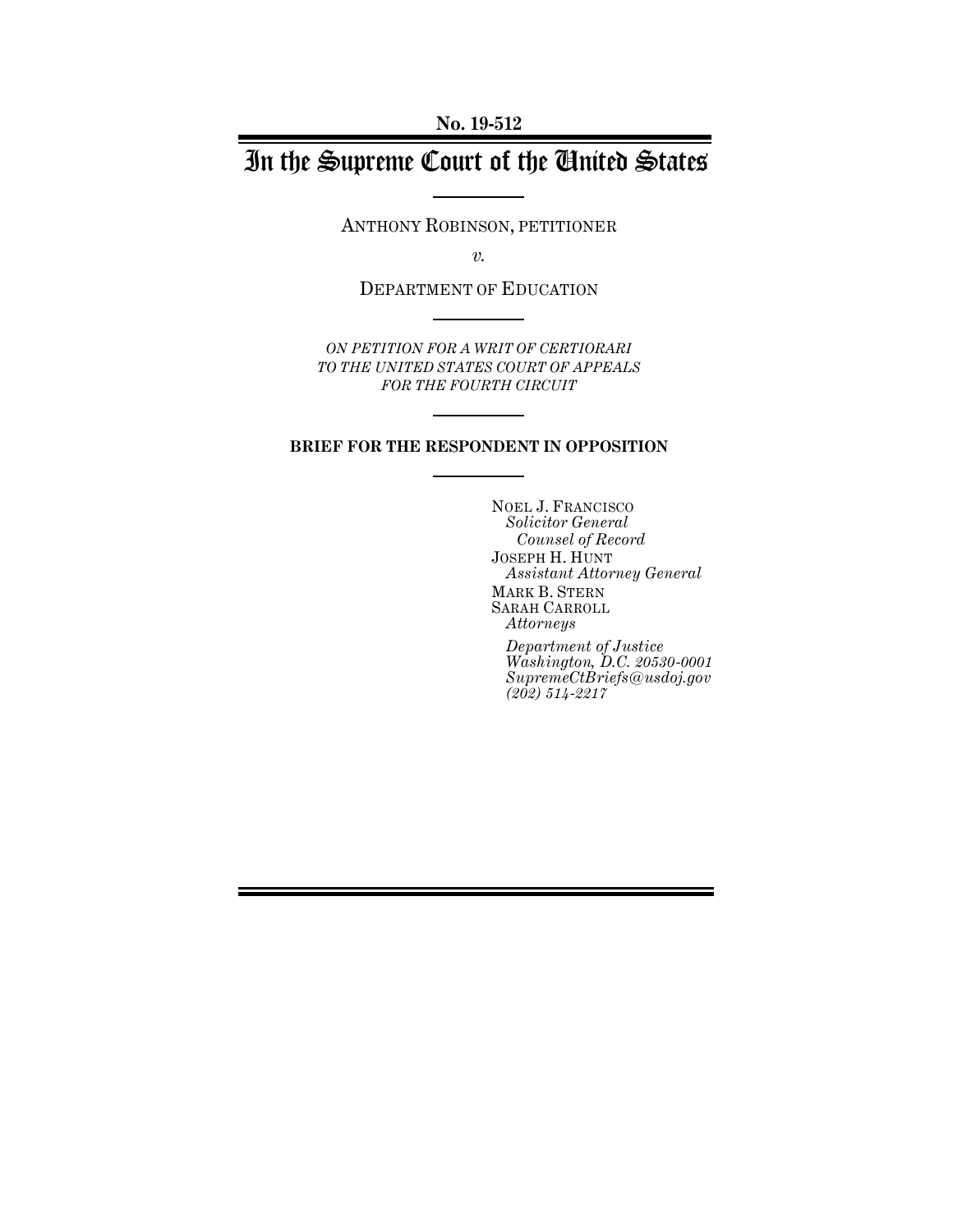No. 19-512

# In the Supreme Court of the United States

ANTHONY ROBINSON, PETITIONER

*v.*

DEPARTMENT OF EDUCATION

*ON PETITION FOR A WRIT OF CERTIORARI TO THE UNITED STATES COURT OF APPEALS FOR THE FOURTH CIRCUIT*

**BRIEF FOR THE RESPONDENT IN OPPOSITION**

NOEL J. FRANCISCO
*Solicitor General*
*Counsel of Record*
JOSEPH H. HUNT
*Assistant Attorney General*
MARK B. STERN
SARAH CARROLL
*Attorneys*

*Department of Justice*
*Washington, D.C. 20530-0001*
*SupremeCtBriefs@usdoj.gov*
*(202) 514-2217*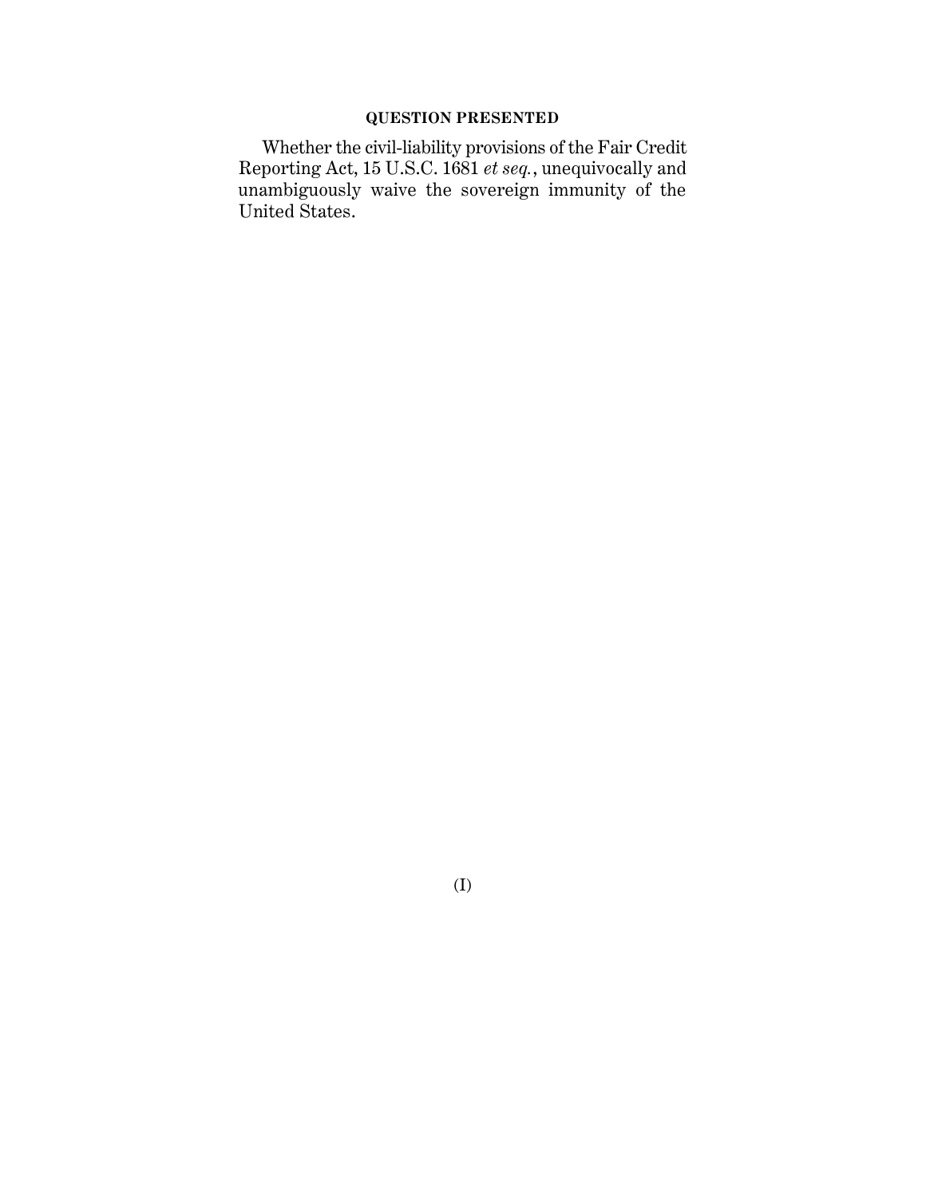## QUESTION PRESENTED

Whether the civil-liability provisions of the Fair Credit Reporting Act, 15 U.S.C. 1681 *et seq.*, unequivocally and unambiguously waive the sovereign immunity of the United States.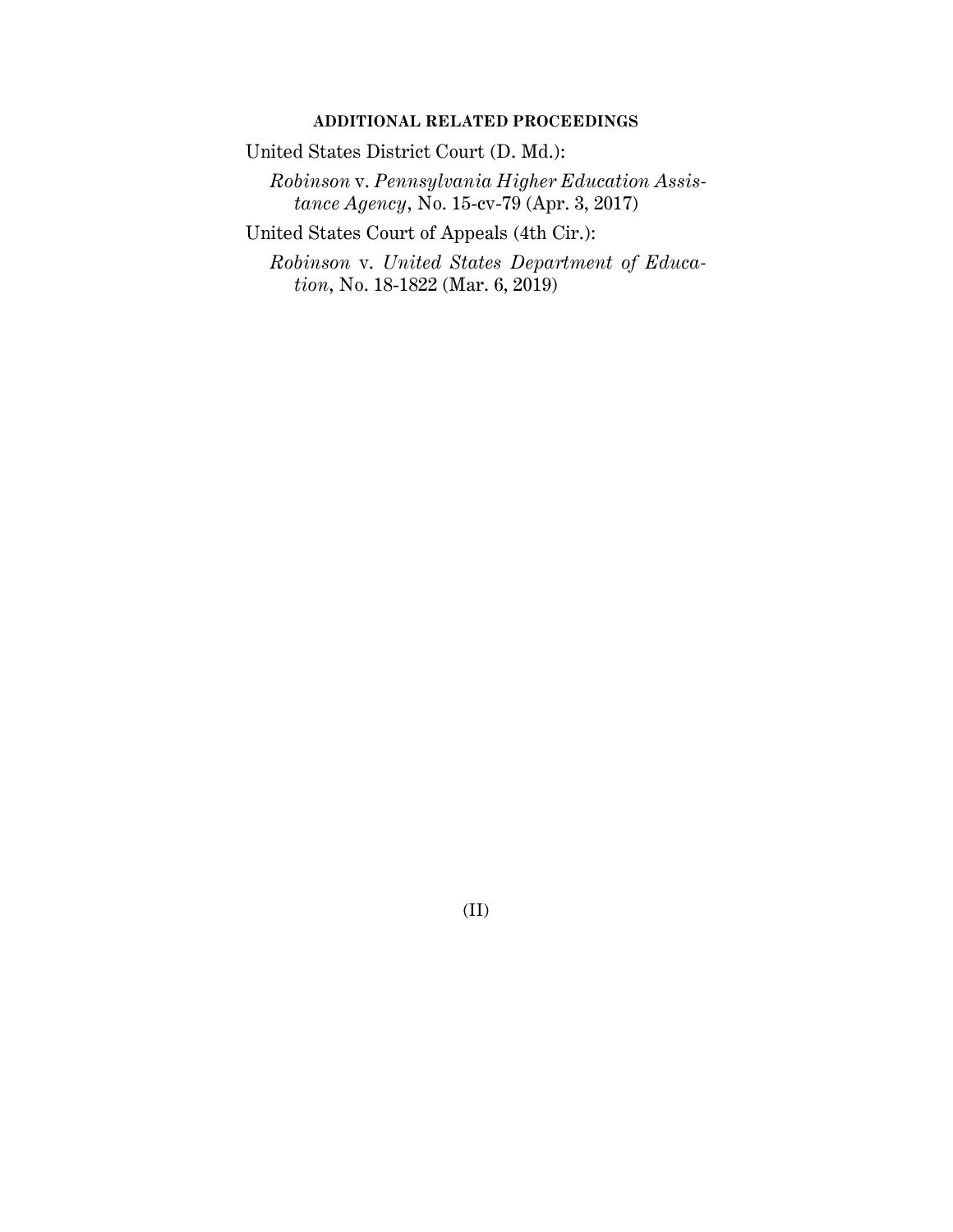## ADDITIONAL RELATED PROCEEDINGS

United States District Court (D. Md.):

*Robinson* v. *Pennsylvania Higher Education Assistance Agency*, No. 15-cv-79 (Apr. 3, 2017)

United States Court of Appeals (4th Cir.):

*Robinson* v. *United States Department of Education*, No. 18-1822 (Mar. 6, 2019)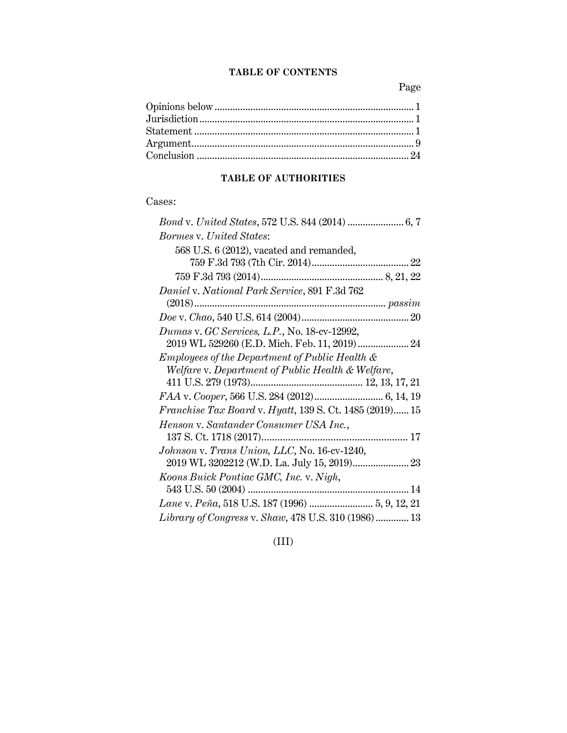## TABLE OF CONTENTS

| | Page |
|---|---|
| Opinions below | 1 |
| Jurisdiction | 1 |
| Statement | 1 |
| Argument | 9 |
| Conclusion | 24 |

## TABLE OF AUTHORITIES

Cases:

*Bond* v. *United States*, 572 U.S. 844 (2014) ... 6, 7

*Bormes* v. *United States*:

568 U.S. 6 (2012), vacated and remanded, 759 F.3d 793 (7th Cir. 2014) ... 22

759 F.3d 793 (2014) ... 8, 21, 22

*Daniel* v. *National Park Service*, 891 F.3d 762 (2018) ... *passim*

*Doe* v. *Chao*, 540 U.S. 614 (2004) ... 20

*Dumas* v. *GC Services, L.P.*, No. 18-cv-12992, 2019 WL 529260 (E.D. Mich. Feb. 11, 2019) ... 24

*Employees of the Department of Public Health & Welfare* v. *Department of Public Health & Welfare*, 411 U.S. 279 (1973) ... 12, 13, 17, 21

*FAA* v. *Cooper*, 566 U.S. 284 (2012) ... 6, 14, 19

*Franchise Tax Board* v. *Hyatt*, 139 S. Ct. 1485 (2019) ... 15

*Henson* v. *Santander Consumer USA Inc.*, 137 S. Ct. 1718 (2017) ... 17

*Johnson* v. *Trans Union, LLC*, No. 16-cv-1240, 2019 WL 3202212 (W.D. La. July 15, 2019) ... 23

*Koons Buick Pontiac GMC, Inc.* v. *Nigh*, 543 U.S. 50 (2004) ... 14

*Lane* v. *Peña*, 518 U.S. 187 (1996) ... 5, 9, 12, 21

*Library of Congress* v. *Shaw*, 478 U.S. 310 (1986) ... 13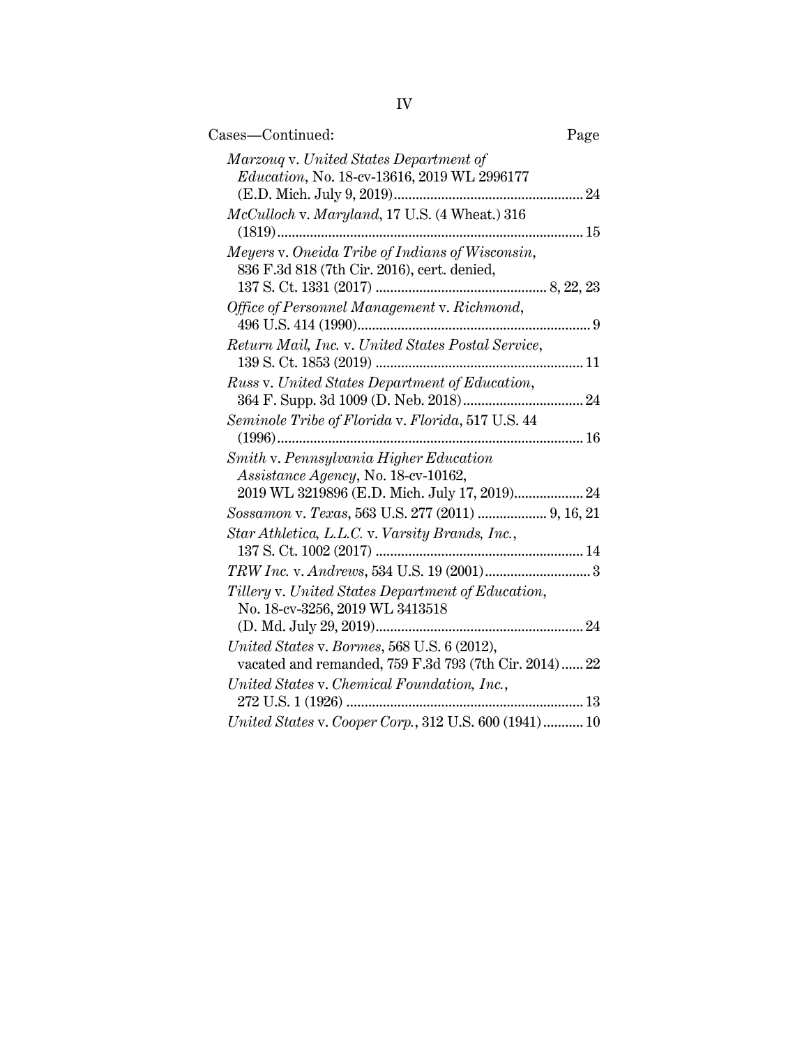Cases—Continued: Page

*Marzouq* v. *United States Department of Education*, No. 18-cv-13616, 2019 WL 2996177 (E.D. Mich. July 9, 2019) .......... 24

*McCulloch* v. *Maryland*, 17 U.S. (4 Wheat.) 316 (1819) .......... 15

*Meyers* v. *Oneida Tribe of Indians of Wisconsin*, 836 F.3d 818 (7th Cir. 2016), cert. denied, 137 S. Ct. 1331 (2017) .......... 8, 22, 23

*Office of Personnel Management* v. *Richmond*, 496 U.S. 414 (1990) .......... 9

*Return Mail, Inc.* v. *United States Postal Service*, 139 S. Ct. 1853 (2019) .......... 11

*Russ* v. *United States Department of Education*, 364 F. Supp. 3d 1009 (D. Neb. 2018) .......... 24

*Seminole Tribe of Florida* v. *Florida*, 517 U.S. 44 (1996) .......... 16

*Smith* v. *Pennsylvania Higher Education Assistance Agency*, No. 18-cv-10162, 2019 WL 3219896 (E.D. Mich. July 17, 2019) .......... 24

*Sossamon* v. *Texas*, 563 U.S. 277 (2011) .......... 9, 16, 21

*Star Athletica, L.L.C.* v. *Varsity Brands, Inc.*, 137 S. Ct. 1002 (2017) .......... 14

*TRW Inc.* v. *Andrews*, 534 U.S. 19 (2001) .......... 3

*Tillery* v. *United States Department of Education*, No. 18-cv-3256, 2019 WL 3413518 (D. Md. July 29, 2019) .......... 24

*United States* v. *Bormes*, 568 U.S. 6 (2012), vacated and remanded, 759 F.3d 793 (7th Cir. 2014) .......... 22

*United States* v. *Chemical Foundation, Inc.*, 272 U.S. 1 (1926) .......... 13

*United States* v. *Cooper Corp.*, 312 U.S. 600 (1941) .......... 10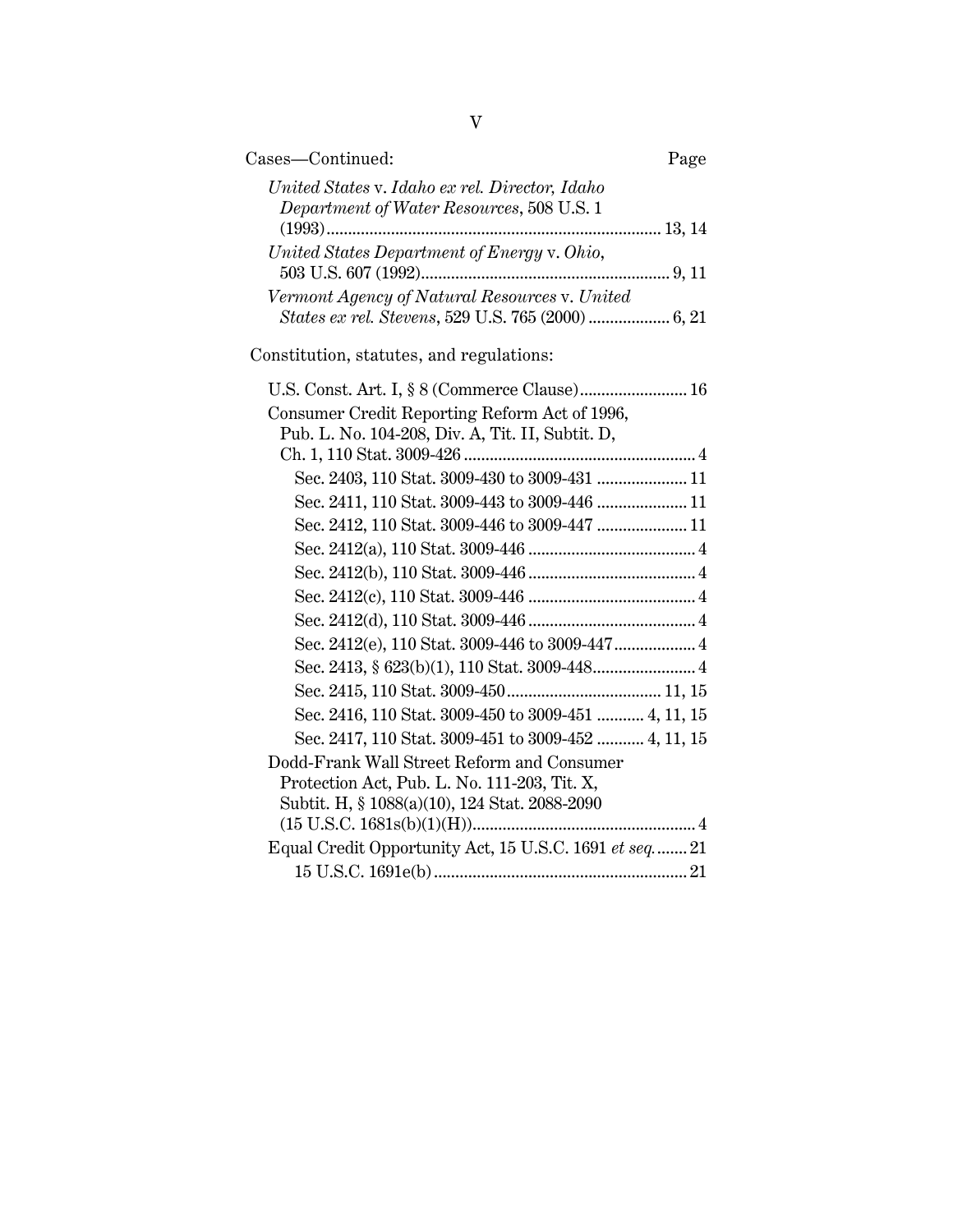Cases—Continued: Page

*United States* v. *Idaho ex rel. Director, Idaho Department of Water Resources*, 508 U.S. 1 (1993)........................................ 13, 14

*United States Department of Energy* v. *Ohio*, 503 U.S. 607 (1992)........................................ 9, 11

*Vermont Agency of Natural Resources* v. *United States ex rel. Stevens*, 529 U.S. 765 (2000)................... 6, 21

Constitution, statutes, and regulations:

U.S. Const. Art. I, § 8 (Commerce Clause)........................ 16

Consumer Credit Reporting Reform Act of 1996, Pub. L. No. 104-208, Div. A, Tit. II, Subtit. D, Ch. 1, 110 Stat. 3009-426........................................ 4

- Sec. 2403, 110 Stat. 3009-430 to 3009-431..................... 11
- Sec. 2411, 110 Stat. 3009-443 to 3009-446..................... 11
- Sec. 2412, 110 Stat. 3009-446 to 3009-447..................... 11
- Sec. 2412(a), 110 Stat. 3009-446........................................ 4
- Sec. 2412(b), 110 Stat. 3009-446........................................ 4
- Sec. 2412(c), 110 Stat. 3009-446........................................ 4
- Sec. 2412(d), 110 Stat. 3009-446........................................ 4
- Sec. 2412(e), 110 Stat. 3009-446 to 3009-447................... 4
- Sec. 2413, § 623(b)(1), 110 Stat. 3009-448........................ 4
- Sec. 2415, 110 Stat. 3009-450.................................... 11, 15
- Sec. 2416, 110 Stat. 3009-450 to 3009-451........... 4, 11, 15
- Sec. 2417, 110 Stat. 3009-451 to 3009-452........... 4, 11, 15

Dodd-Frank Wall Street Reform and Consumer Protection Act, Pub. L. No. 111-203, Tit. X, Subtit. H, § 1088(a)(10), 124 Stat. 2088-2090 (15 U.S.C. 1681s(b)(1)(H))........................................ 4

Equal Credit Opportunity Act, 15 U.S.C. 1691 *et seq.*....... 21

- 15 U.S.C. 1691e(b)........................................ 21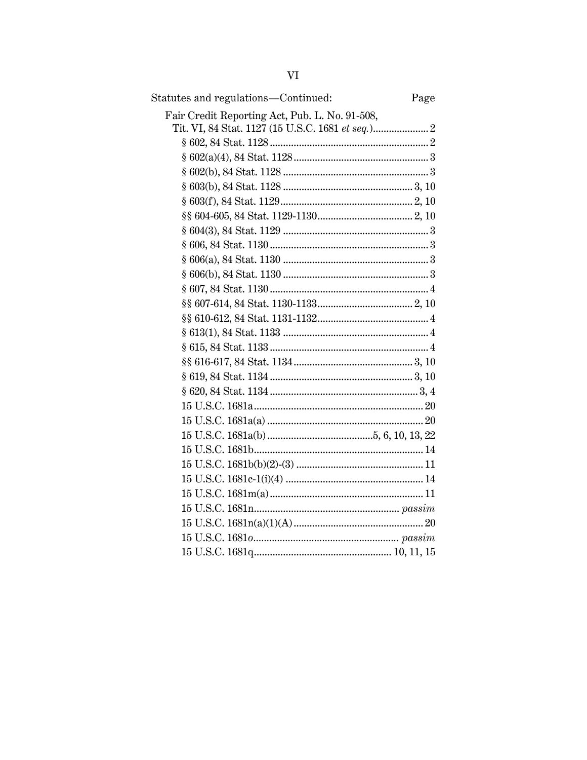Statutes and regulations—Continued: Page

Fair Credit Reporting Act, Pub. L. No. 91-508, Tit. VI, 84 Stat. 1127 (15 U.S.C. 1681 *et seq.*) ..... 2

§ 602, 84 Stat. 1128 ..... 2

§ 602(a)(4), 84 Stat. 1128 ..... 3

§ 602(b), 84 Stat. 1128 ..... 3

§ 603(b), 84 Stat. 1128 ..... 3, 10

§ 603(f), 84 Stat. 1129 ..... 2, 10

§§ 604-605, 84 Stat. 1129-1130 ..... 2, 10

§ 604(3), 84 Stat. 1129 ..... 3

§ 606, 84 Stat. 1130 ..... 3

§ 606(a), 84 Stat. 1130 ..... 3

§ 606(b), 84 Stat. 1130 ..... 3

§ 607, 84 Stat. 1130 ..... 4

§§ 607-614, 84 Stat. 1130-1133 ..... 2, 10

§§ 610-612, 84 Stat. 1131-1132 ..... 4

§ 613(1), 84 Stat. 1133 ..... 4

§ 615, 84 Stat. 1133 ..... 4

§§ 616-617, 84 Stat. 1134 ..... 3, 10

§ 619, 84 Stat. 1134 ..... 3, 10

§ 620, 84 Stat. 1134 ..... 3, 4

15 U.S.C. 1681a ..... 20

15 U.S.C. 1681a(a) ..... 20

15 U.S.C. 1681a(b) ..... 5, 6, 10, 13, 22

15 U.S.C. 1681b ..... 14

15 U.S.C. 1681b(b)(2)-(3) ..... 11

15 U.S.C. 1681c-1(i)(4) ..... 14

15 U.S.C. 1681m(a) ..... 11

15 U.S.C. 1681n ..... *passim*

15 U.S.C. 1681n(a)(1)(A) ..... 20

15 U.S.C. 1681*o* ..... *passim*

15 U.S.C. 1681q ..... 10, 11, 15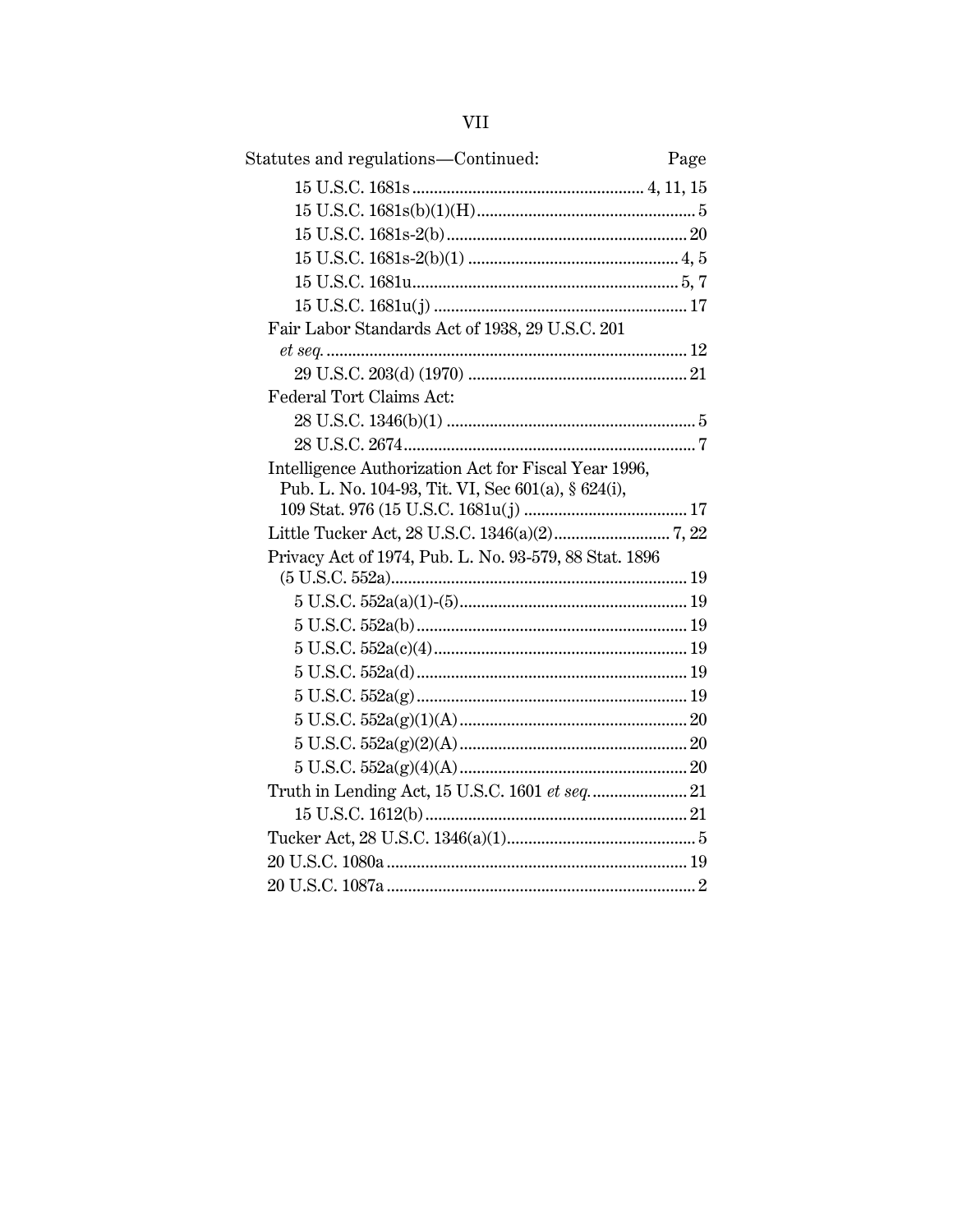Statutes and regulations—Continued: Page

15 U.S.C. 1681s ........................................................ 4, 11, 15

15 U.S.C. 1681s(b)(1)(H) ................................................... 5

15 U.S.C. 1681s-2(b) ........................................................ 20

15 U.S.C. 1681s-2(b)(1) ................................................. 4, 5

15 U.S.C. 1681u ............................................................. 5, 7

15 U.S.C. 1681u(j) .......................................................... 17

Fair Labor Standards Act of 1938, 29 U.S.C. 201 *et seq.* .................................................................................... 12

29 U.S.C. 203(d) (1970) .................................................. 21

Federal Tort Claims Act:

28 U.S.C. 1346(b)(1) ......................................................... 5

28 U.S.C. 2674 .................................................................... 7

Intelligence Authorization Act for Fiscal Year 1996, Pub. L. No. 104-93, Tit. VI, Sec 601(a), § 624(i), 109 Stat. 976 (15 U.S.C. 1681u(j) ..................................... 17

Little Tucker Act, 28 U.S.C. 1346(a)(2) ........................... 7, 22

Privacy Act of 1974, Pub. L. No. 93-579, 88 Stat. 1896 (5 U.S.C. 552a) .................................................................... 19

5 U.S.C. 552a(a)(1)-(5) .................................................... 19

5 U.S.C. 552a(b) .............................................................. 19

5 U.S.C. 552a(c)(4) .......................................................... 19

5 U.S.C. 552a(d) .............................................................. 19

5 U.S.C. 552a(g) .............................................................. 19

5 U.S.C. 552a(g)(1)(A) ..................................................... 20

5 U.S.C. 552a(g)(2)(A) ..................................................... 20

5 U.S.C. 552a(g)(4)(A) ..................................................... 20

Truth in Lending Act, 15 U.S.C. 1601 *et seq.* ...................... 21

15 U.S.C. 1612(b) ............................................................ 21

Tucker Act, 28 U.S.C. 1346(a)(1) ............................................ 5

20 U.S.C. 1080a ..................................................................... 19

20 U.S.C. 1087a ....................................................................... 2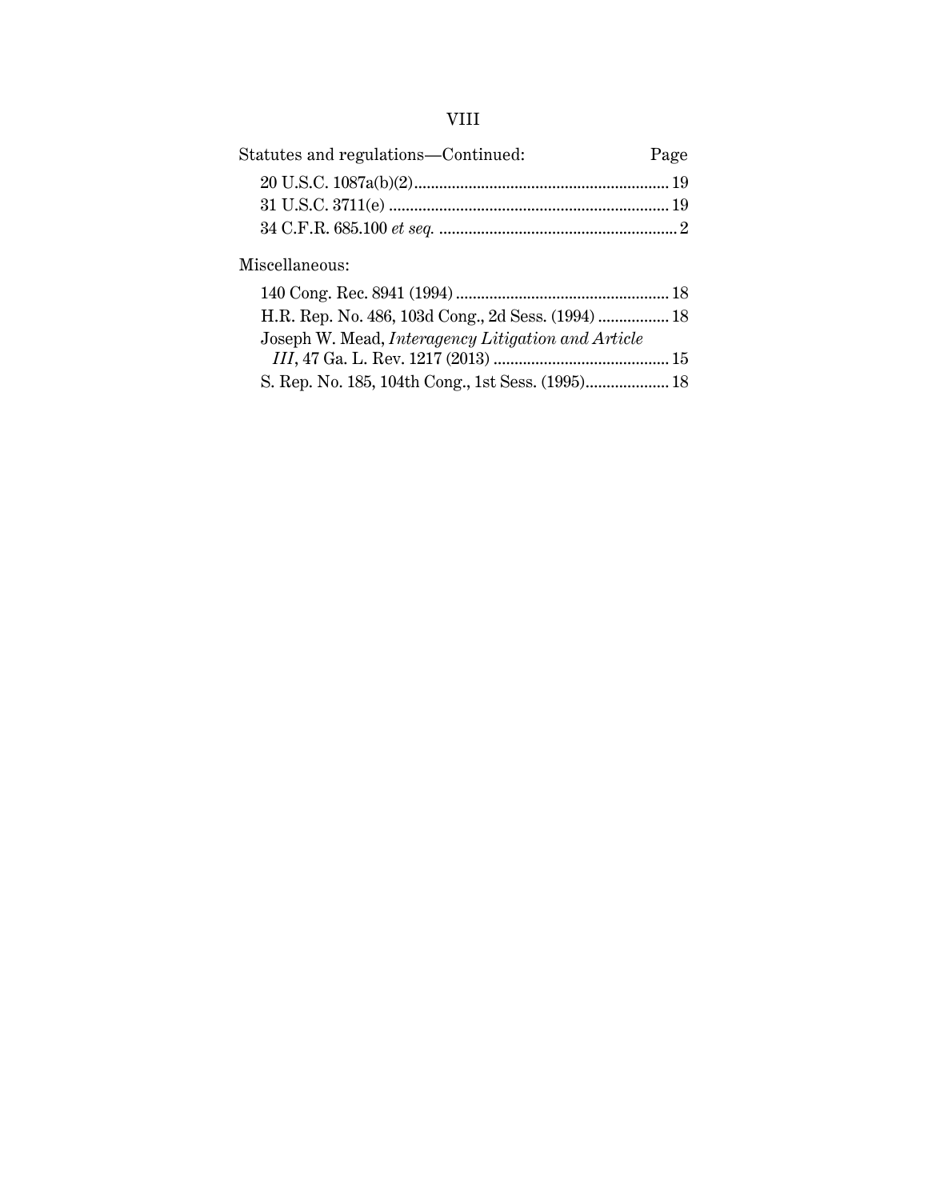Statutes and regulations—Continued: Page

20 U.S.C. 1087a(b)(2) ............................................................ 19
31 U.S.C. 3711(e) .................................................................. 19
34 C.F.R. 685.100 *et seq.* ........................................................ 2

Miscellaneous:

140 Cong. Rec. 8941 (1994) .................................................. 18
H.R. Rep. No. 486, 103d Cong., 2d Sess. (1994) ................. 18
Joseph W. Mead, *Interagency Litigation and Article III*, 47 Ga. L. Rev. 1217 (2013) .......................................... 15
S. Rep. No. 185, 104th Cong., 1st Sess. (1995).................... 18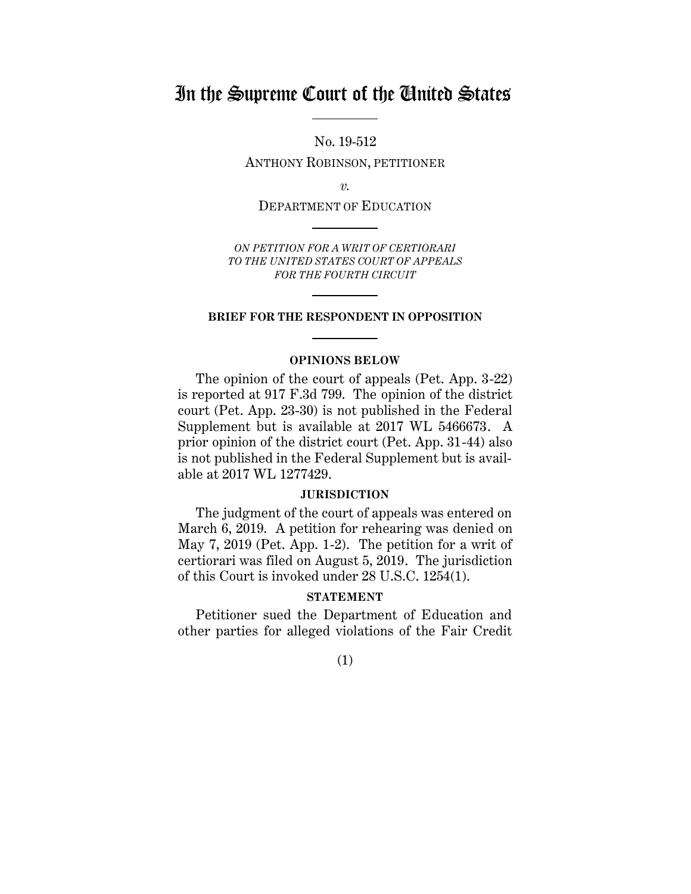# In the Supreme Court of the United States

No. 19-512

ANTHONY ROBINSON, PETITIONER

*v.*

DEPARTMENT OF EDUCATION

*ON PETITION FOR A WRIT OF CERTIORARI TO THE UNITED STATES COURT OF APPEALS FOR THE FOURTH CIRCUIT*

**BRIEF FOR THE RESPONDENT IN OPPOSITION**

**OPINIONS BELOW**

The opinion of the court of appeals (Pet. App. 3-22) is reported at 917 F.3d 799. The opinion of the district court (Pet. App. 23-30) is not published in the Federal Supplement but is available at 2017 WL 5466673. A prior opinion of the district court (Pet. App. 31-44) also is not published in the Federal Supplement but is available at 2017 WL 1277429.

**JURISDICTION**

The judgment of the court of appeals was entered on March 6, 2019. A petition for rehearing was denied on May 7, 2019 (Pet. App. 1-2). The petition for a writ of certiorari was filed on August 5, 2019. The jurisdiction of this Court is invoked under 28 U.S.C. 1254(1).

**STATEMENT**

Petitioner sued the Department of Education and other parties for alleged violations of the Fair Credit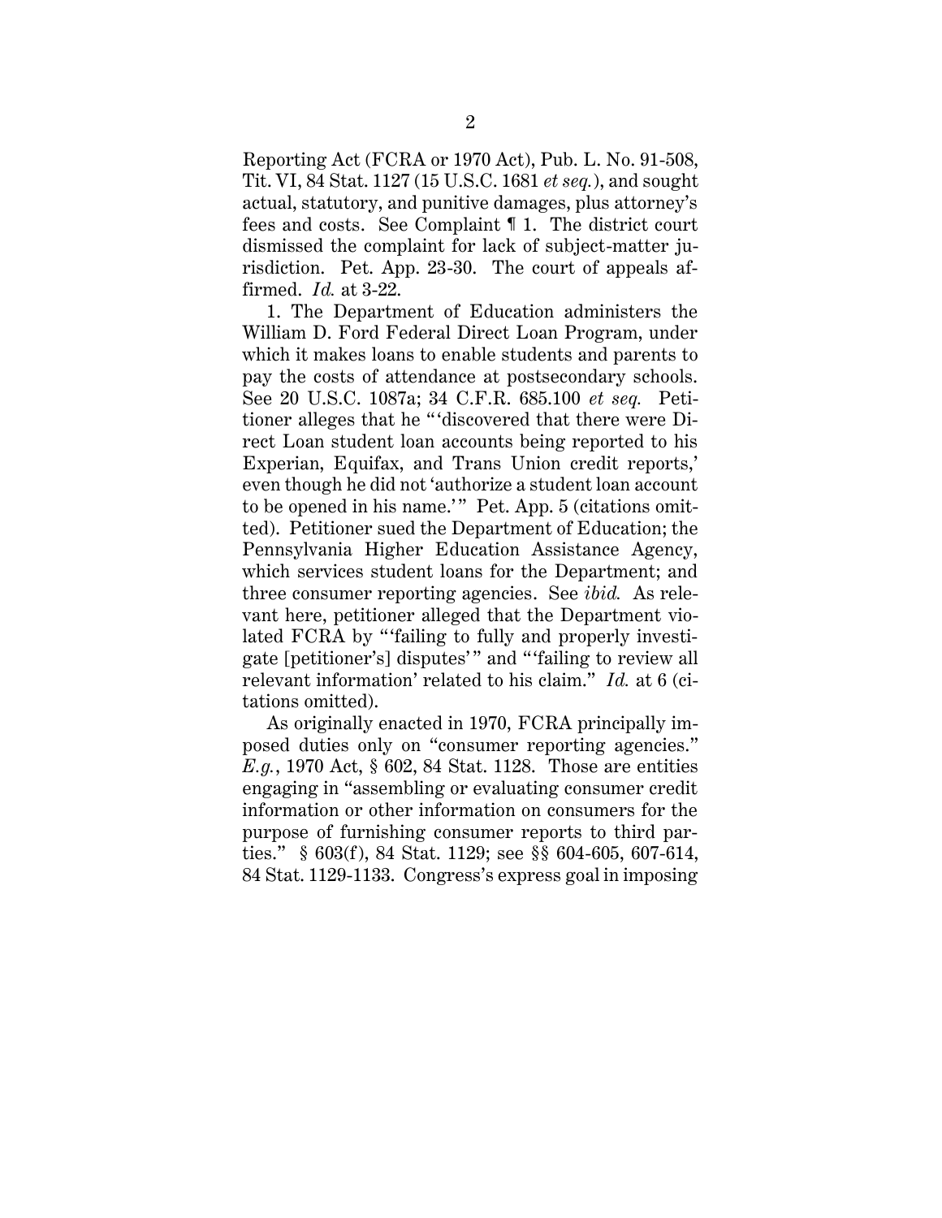Reporting Act (FCRA or 1970 Act), Pub. L. No. 91-508, Tit. VI, 84 Stat. 1127 (15 U.S.C. 1681 *et seq.*), and sought actual, statutory, and punitive damages, plus attorney's fees and costs. See Complaint ¶ 1. The district court dismissed the complaint for lack of subject-matter jurisdiction. Pet. App. 23-30. The court of appeals affirmed. *Id.* at 3-22.

1. The Department of Education administers the William D. Ford Federal Direct Loan Program, under which it makes loans to enable students and parents to pay the costs of attendance at postsecondary schools. See 20 U.S.C. 1087a; 34 C.F.R. 685.100 *et seq.* Petitioner alleges that he "'discovered that there were Direct Loan student loan accounts being reported to his Experian, Equifax, and Trans Union credit reports,' even though he did not 'authorize a student loan account to be opened in his name.'" Pet. App. 5 (citations omitted). Petitioner sued the Department of Education; the Pennsylvania Higher Education Assistance Agency, which services student loans for the Department; and three consumer reporting agencies. See *ibid.* As relevant here, petitioner alleged that the Department violated FCRA by "'failing to fully and properly investigate [petitioner's] disputes'" and "'failing to review all relevant information' related to his claim." *Id.* at 6 (citations omitted).

As originally enacted in 1970, FCRA principally imposed duties only on "consumer reporting agencies." *E.g.*, 1970 Act, § 602, 84 Stat. 1128. Those are entities engaging in "assembling or evaluating consumer credit information or other information on consumers for the purpose of furnishing consumer reports to third parties." § 603(f), 84 Stat. 1129; see §§ 604-605, 607-614, 84 Stat. 1129-1133. Congress's express goal in imposing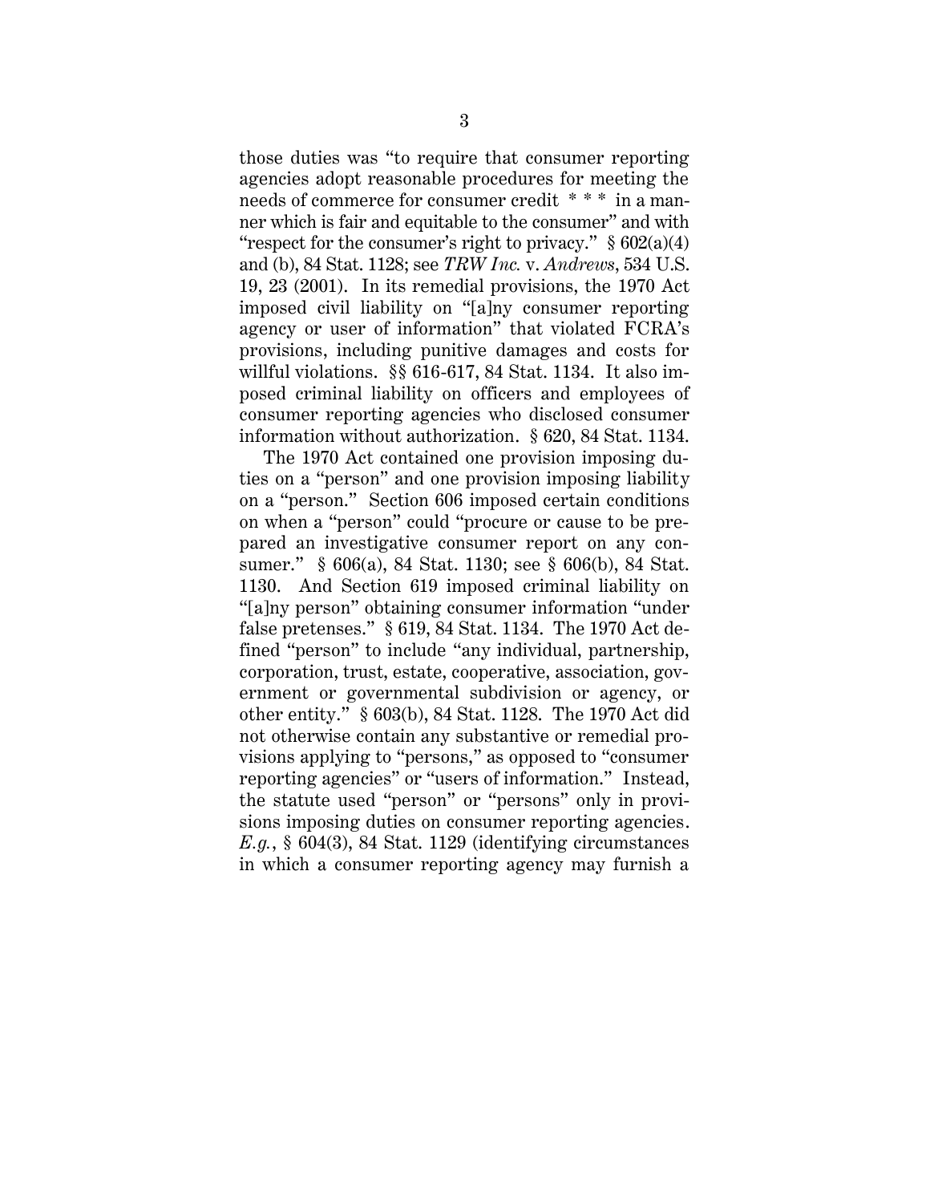those duties was "to require that consumer reporting agencies adopt reasonable procedures for meeting the needs of commerce for consumer credit * * * in a manner which is fair and equitable to the consumer" and with "respect for the consumer's right to privacy." § 602(a)(4) and (b), 84 Stat. 1128; see *TRW Inc.* v. *Andrews*, 534 U.S. 19, 23 (2001). In its remedial provisions, the 1970 Act imposed civil liability on "[a]ny consumer reporting agency or user of information" that violated FCRA's provisions, including punitive damages and costs for willful violations. §§ 616-617, 84 Stat. 1134. It also imposed criminal liability on officers and employees of consumer reporting agencies who disclosed consumer information without authorization. § 620, 84 Stat. 1134.

The 1970 Act contained one provision imposing duties on a "person" and one provision imposing liability on a "person." Section 606 imposed certain conditions on when a "person" could "procure or cause to be prepared an investigative consumer report on any consumer." § 606(a), 84 Stat. 1130; see § 606(b), 84 Stat. 1130. And Section 619 imposed criminal liability on "[a]ny person" obtaining consumer information "under false pretenses." § 619, 84 Stat. 1134. The 1970 Act defined "person" to include "any individual, partnership, corporation, trust, estate, cooperative, association, government or governmental subdivision or agency, or other entity." § 603(b), 84 Stat. 1128. The 1970 Act did not otherwise contain any substantive or remedial provisions applying to "persons," as opposed to "consumer reporting agencies" or "users of information." Instead, the statute used "person" or "persons" only in provisions imposing duties on consumer reporting agencies. *E.g.*, § 604(3), 84 Stat. 1129 (identifying circumstances in which a consumer reporting agency may furnish a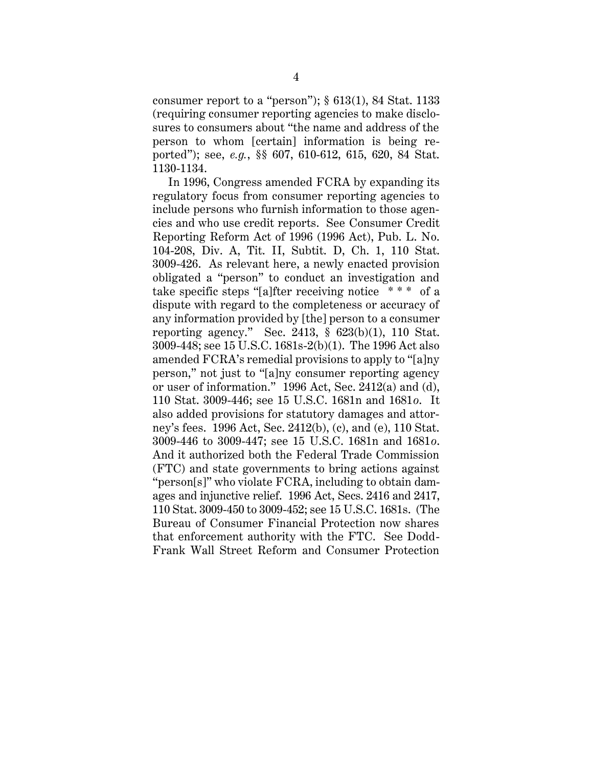consumer report to a "person"); § 613(1), 84 Stat. 1133 (requiring consumer reporting agencies to make disclosures to consumers about "the name and address of the person to whom [certain] information is being reported"); see, *e.g.*, §§ 607, 610-612, 615, 620, 84 Stat. 1130-1134.

In 1996, Congress amended FCRA by expanding its regulatory focus from consumer reporting agencies to include persons who furnish information to those agencies and who use credit reports. See Consumer Credit Reporting Reform Act of 1996 (1996 Act), Pub. L. No. 104-208, Div. A, Tit. II, Subtit. D, Ch. 1, 110 Stat. 3009-426. As relevant here, a newly enacted provision obligated a "person" to conduct an investigation and take specific steps "[a]fter receiving notice * * * of a dispute with regard to the completeness or accuracy of any information provided by [the] person to a consumer reporting agency." Sec. 2413, § 623(b)(1), 110 Stat. 3009-448; see 15 U.S.C. 1681s-2(b)(1). The 1996 Act also amended FCRA's remedial provisions to apply to "[a]ny person," not just to "[a]ny consumer reporting agency or user of information." 1996 Act, Sec. 2412(a) and (d), 110 Stat. 3009-446; see 15 U.S.C. 1681n and 1681*o*. It also added provisions for statutory damages and attorney's fees. 1996 Act, Sec. 2412(b), (c), and (e), 110 Stat. 3009-446 to 3009-447; see 15 U.S.C. 1681n and 1681*o*. And it authorized both the Federal Trade Commission (FTC) and state governments to bring actions against "person[s]" who violate FCRA, including to obtain damages and injunctive relief. 1996 Act, Secs. 2416 and 2417, 110 Stat. 3009-450 to 3009-452; see 15 U.S.C. 1681s. (The Bureau of Consumer Financial Protection now shares that enforcement authority with the FTC. See Dodd-Frank Wall Street Reform and Consumer Protection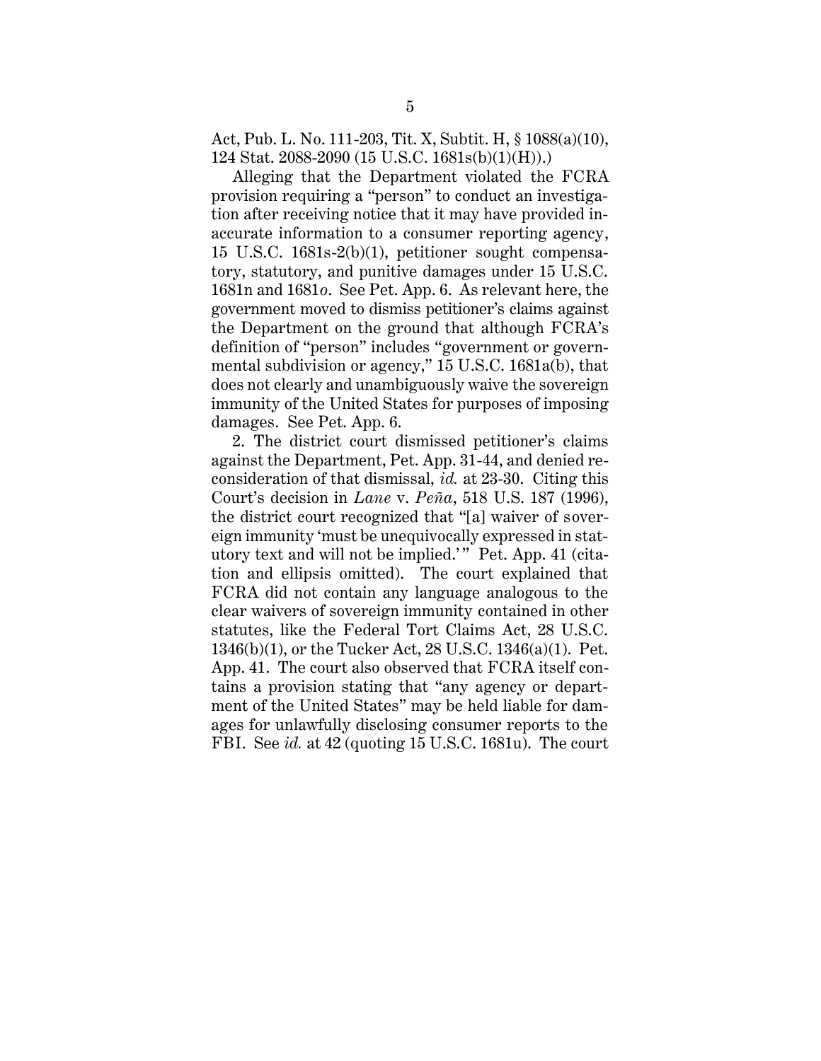Act, Pub. L. No. 111-203, Tit. X, Subtit. H, § 1088(a)(10), 124 Stat. 2088-2090 (15 U.S.C. 1681s(b)(1)(H)).)

Alleging that the Department violated the FCRA provision requiring a "person" to conduct an investigation after receiving notice that it may have provided inaccurate information to a consumer reporting agency, 15 U.S.C. 1681s-2(b)(1), petitioner sought compensatory, statutory, and punitive damages under 15 U.S.C. 1681n and 1681*o*. See Pet. App. 6. As relevant here, the government moved to dismiss petitioner's claims against the Department on the ground that although FCRA's definition of "person" includes "government or governmental subdivision or agency," 15 U.S.C. 1681a(b), that does not clearly and unambiguously waive the sovereign immunity of the United States for purposes of imposing damages. See Pet. App. 6.

2. The district court dismissed petitioner's claims against the Department, Pet. App. 31-44, and denied reconsideration of that dismissal, *id.* at 23-30. Citing this Court's decision in *Lane* v. *Peña*, 518 U.S. 187 (1996), the district court recognized that "[a] waiver of sovereign immunity 'must be unequivocally expressed in statutory text and will not be implied.'" Pet. App. 41 (citation and ellipsis omitted). The court explained that FCRA did not contain any language analogous to the clear waivers of sovereign immunity contained in other statutes, like the Federal Tort Claims Act, 28 U.S.C. 1346(b)(1), or the Tucker Act, 28 U.S.C. 1346(a)(1). Pet. App. 41. The court also observed that FCRA itself contains a provision stating that "any agency or department of the United States" may be held liable for damages for unlawfully disclosing consumer reports to the FBI. See *id.* at 42 (quoting 15 U.S.C. 1681u). The court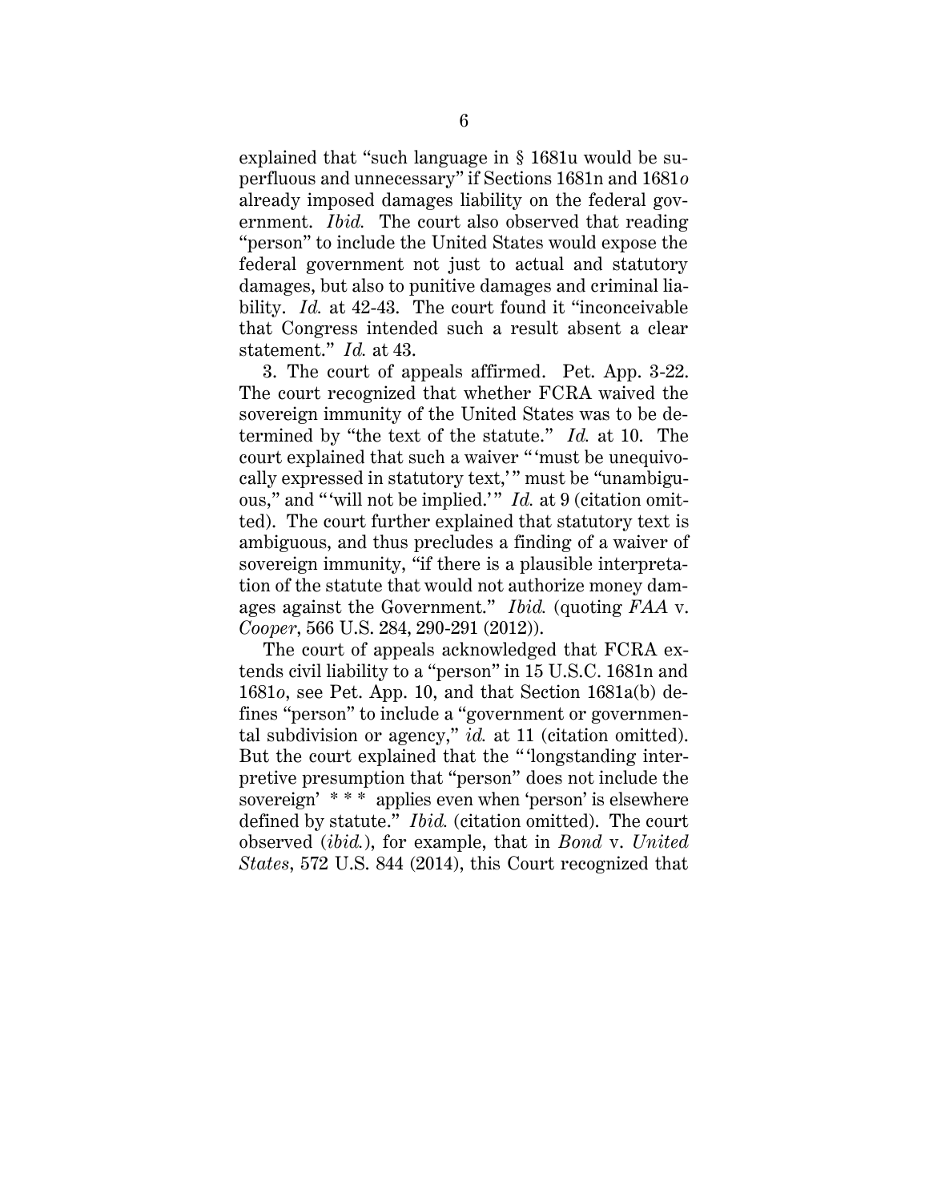explained that "such language in § 1681u would be superfluous and unnecessary" if Sections 1681n and 1681*o* already imposed damages liability on the federal government. *Ibid.* The court also observed that reading "person" to include the United States would expose the federal government not just to actual and statutory damages, but also to punitive damages and criminal liability. *Id.* at 42-43. The court found it "inconceivable that Congress intended such a result absent a clear statement." *Id.* at 43.

3. The court of appeals affirmed. Pet. App. 3-22. The court recognized that whether FCRA waived the sovereign immunity of the United States was to be determined by "the text of the statute." *Id.* at 10. The court explained that such a waiver "'must be unequivocally expressed in statutory text,'" must be "unambiguous," and "'will not be implied.'" *Id.* at 9 (citation omitted). The court further explained that statutory text is ambiguous, and thus precludes a finding of a waiver of sovereign immunity, "if there is a plausible interpretation of the statute that would not authorize money damages against the Government." *Ibid.* (quoting *FAA* v. *Cooper*, 566 U.S. 284, 290-291 (2012)).

The court of appeals acknowledged that FCRA extends civil liability to a "person" in 15 U.S.C. 1681n and 1681*o*, see Pet. App. 10, and that Section 1681a(b) defines "person" to include a "government or governmental subdivision or agency," *id.* at 11 (citation omitted). But the court explained that the "'longstanding interpretive presumption that "person" does not include the sovereign' * * * applies even when 'person' is elsewhere defined by statute." *Ibid.* (citation omitted). The court observed (*ibid.*), for example, that in *Bond* v. *United States*, 572 U.S. 844 (2014), this Court recognized that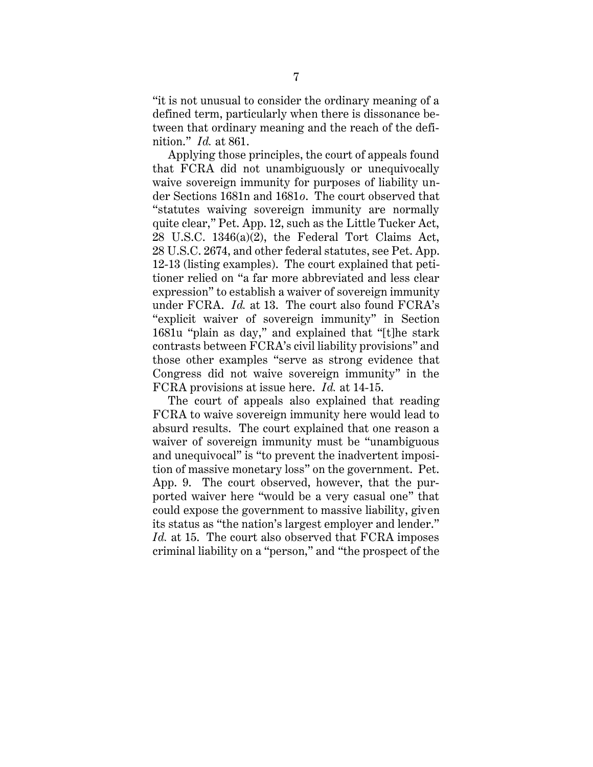"it is not unusual to consider the ordinary meaning of a defined term, particularly when there is dissonance between that ordinary meaning and the reach of the definition." *Id.* at 861.

Applying those principles, the court of appeals found that FCRA did not unambiguously or unequivocally waive sovereign immunity for purposes of liability under Sections 1681n and 1681*o*. The court observed that "statutes waiving sovereign immunity are normally quite clear," Pet. App. 12, such as the Little Tucker Act, 28 U.S.C. 1346(a)(2), the Federal Tort Claims Act, 28 U.S.C. 2674, and other federal statutes, see Pet. App. 12-13 (listing examples). The court explained that petitioner relied on "a far more abbreviated and less clear expression" to establish a waiver of sovereign immunity under FCRA. *Id.* at 13. The court also found FCRA's "explicit waiver of sovereign immunity" in Section 1681u "plain as day," and explained that "[t]he stark contrasts between FCRA's civil liability provisions" and those other examples "serve as strong evidence that Congress did not waive sovereign immunity" in the FCRA provisions at issue here. *Id.* at 14-15.

The court of appeals also explained that reading FCRA to waive sovereign immunity here would lead to absurd results. The court explained that one reason a waiver of sovereign immunity must be "unambiguous and unequivocal" is "to prevent the inadvertent imposition of massive monetary loss" on the government. Pet. App. 9. The court observed, however, that the purported waiver here "would be a very casual one" that could expose the government to massive liability, given its status as "the nation's largest employer and lender." *Id.* at 15. The court also observed that FCRA imposes criminal liability on a "person," and "the prospect of the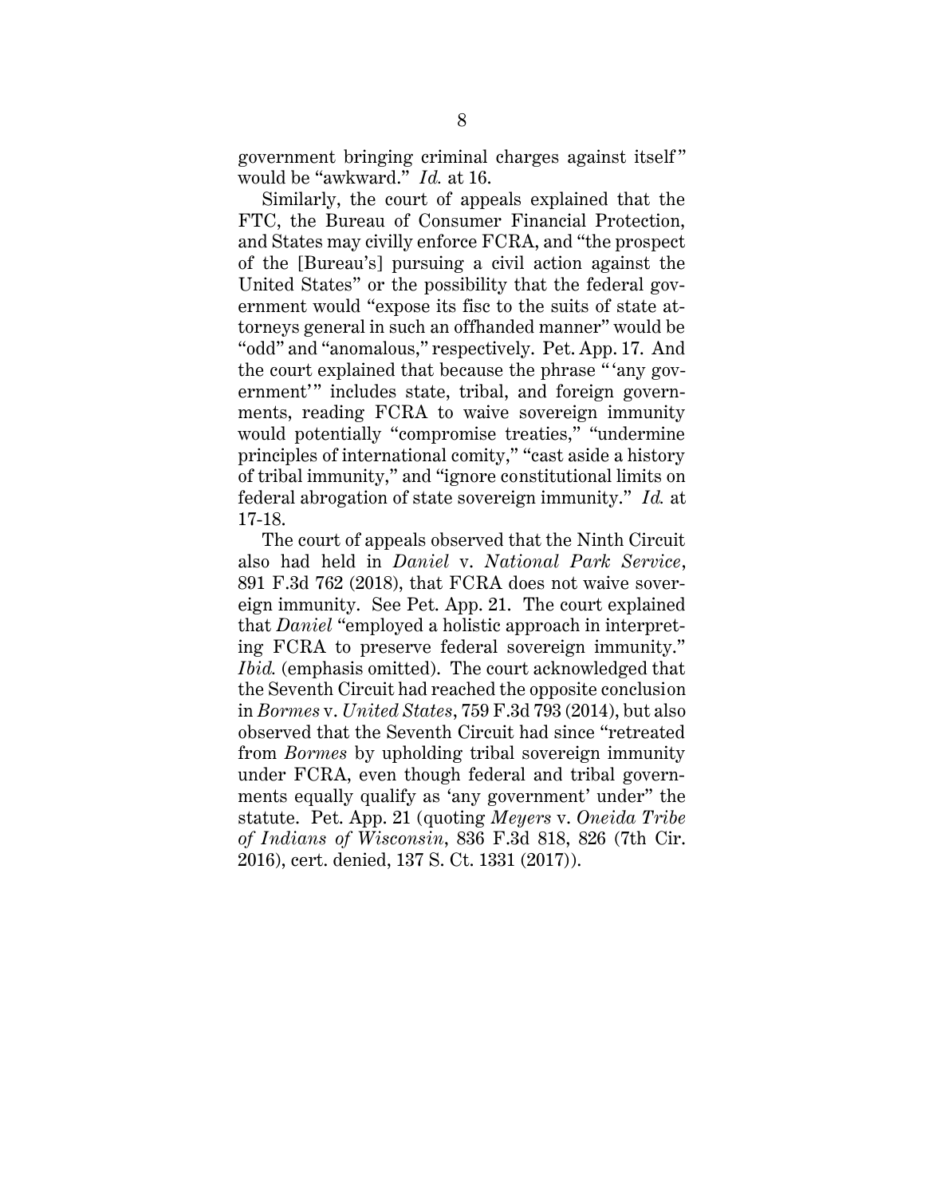government bringing criminal charges against itself" would be "awkward." *Id.* at 16.

Similarly, the court of appeals explained that the FTC, the Bureau of Consumer Financial Protection, and States may civilly enforce FCRA, and "the prospect of the [Bureau's] pursuing a civil action against the United States" or the possibility that the federal government would "expose its fisc to the suits of state attorneys general in such an offhanded manner" would be "odd" and "anomalous," respectively. Pet. App. 17. And the court explained that because the phrase " 'any government' " includes state, tribal, and foreign governments, reading FCRA to waive sovereign immunity would potentially "compromise treaties," "undermine principles of international comity," "cast aside a history of tribal immunity," and "ignore constitutional limits on federal abrogation of state sovereign immunity." *Id.* at 17-18.

The court of appeals observed that the Ninth Circuit also had held in *Daniel* v. *National Park Service*, 891 F.3d 762 (2018), that FCRA does not waive sovereign immunity. See Pet. App. 21. The court explained that *Daniel* "employed a holistic approach in interpreting FCRA to preserve federal sovereign immunity." *Ibid.* (emphasis omitted). The court acknowledged that the Seventh Circuit had reached the opposite conclusion in *Bormes* v. *United States*, 759 F.3d 793 (2014), but also observed that the Seventh Circuit had since "retreated from *Bormes* by upholding tribal sovereign immunity under FCRA, even though federal and tribal governments equally qualify as 'any government' under" the statute. Pet. App. 21 (quoting *Meyers* v. *Oneida Tribe of Indians of Wisconsin*, 836 F.3d 818, 826 (7th Cir. 2016), cert. denied, 137 S. Ct. 1331 (2017)).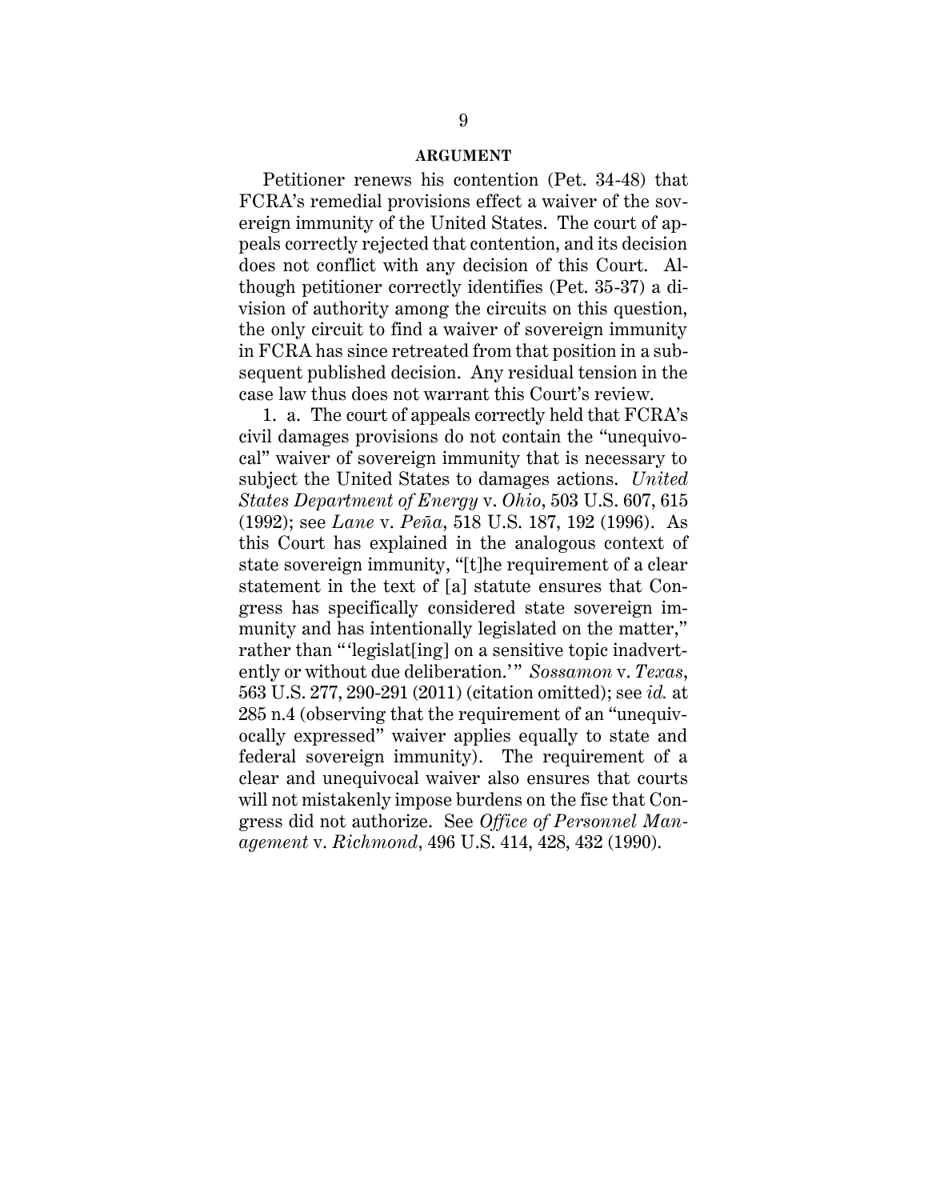## ARGUMENT

Petitioner renews his contention (Pet. 34-48) that FCRA's remedial provisions effect a waiver of the sovereign immunity of the United States. The court of appeals correctly rejected that contention, and its decision does not conflict with any decision of this Court. Although petitioner correctly identifies (Pet. 35-37) a division of authority among the circuits on this question, the only circuit to find a waiver of sovereign immunity in FCRA has since retreated from that position in a subsequent published decision. Any residual tension in the case law thus does not warrant this Court's review.

1. a. The court of appeals correctly held that FCRA's civil damages provisions do not contain the "unequivocal" waiver of sovereign immunity that is necessary to subject the United States to damages actions. *United States Department of Energy* v. *Ohio*, 503 U.S. 607, 615 (1992); see *Lane* v. *Peña*, 518 U.S. 187, 192 (1996). As this Court has explained in the analogous context of state sovereign immunity, "[t]he requirement of a clear statement in the text of [a] statute ensures that Congress has specifically considered state sovereign immunity and has intentionally legislated on the matter," rather than "'legislat[ing] on a sensitive topic inadvertently or without due deliberation.'" *Sossamon* v. *Texas*, 563 U.S. 277, 290-291 (2011) (citation omitted); see *id.* at 285 n.4 (observing that the requirement of an "unequivocally expressed" waiver applies equally to state and federal sovereign immunity). The requirement of a clear and unequivocal waiver also ensures that courts will not mistakenly impose burdens on the fisc that Congress did not authorize. See *Office of Personnel Management* v. *Richmond*, 496 U.S. 414, 428, 432 (1990).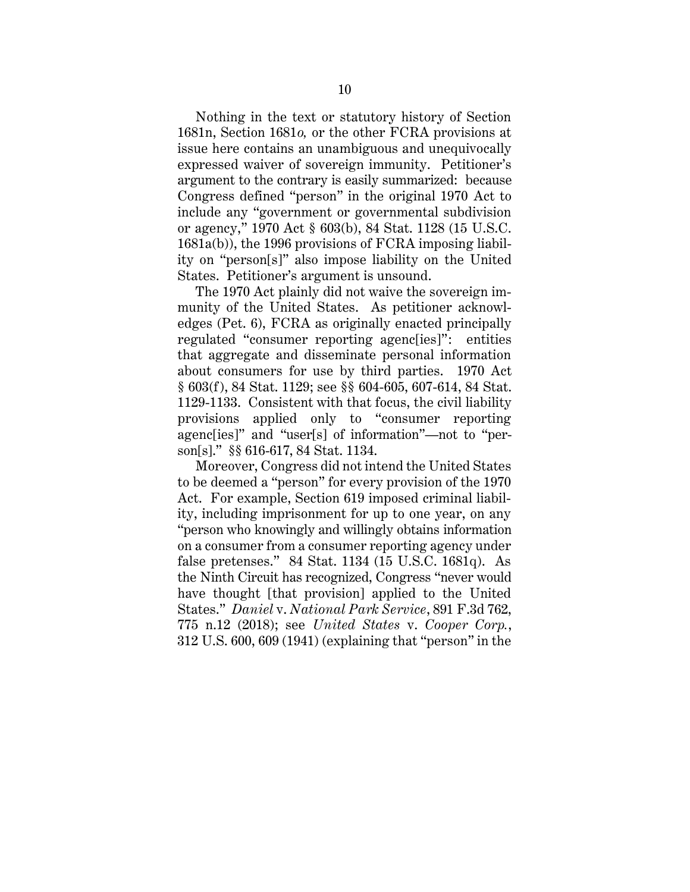Nothing in the text or statutory history of Section 1681n, Section 1681*o*, or the other FCRA provisions at issue here contains an unambiguous and unequivocally expressed waiver of sovereign immunity. Petitioner's argument to the contrary is easily summarized: because Congress defined "person" in the original 1970 Act to include any "government or governmental subdivision or agency," 1970 Act § 603(b), 84 Stat. 1128 (15 U.S.C. 1681a(b)), the 1996 provisions of FCRA imposing liability on "person[s]" also impose liability on the United States. Petitioner's argument is unsound.

The 1970 Act plainly did not waive the sovereign immunity of the United States. As petitioner acknowledges (Pet. 6), FCRA as originally enacted principally regulated "consumer reporting agenc[ies]": entities that aggregate and disseminate personal information about consumers for use by third parties. 1970 Act § 603(f), 84 Stat. 1129; see §§ 604-605, 607-614, 84 Stat. 1129-1133. Consistent with that focus, the civil liability provisions applied only to "consumer reporting agenc[ies]" and "user[s] of information"—not to "person[s]." §§ 616-617, 84 Stat. 1134.

Moreover, Congress did not intend the United States to be deemed a "person" for every provision of the 1970 Act. For example, Section 619 imposed criminal liability, including imprisonment for up to one year, on any "person who knowingly and willingly obtains information on a consumer from a consumer reporting agency under false pretenses." 84 Stat. 1134 (15 U.S.C. 1681q). As the Ninth Circuit has recognized, Congress "never would have thought [that provision] applied to the United States." *Daniel* v. *National Park Service*, 891 F.3d 762, 775 n.12 (2018); see *United States* v. *Cooper Corp.*, 312 U.S. 600, 609 (1941) (explaining that "person" in the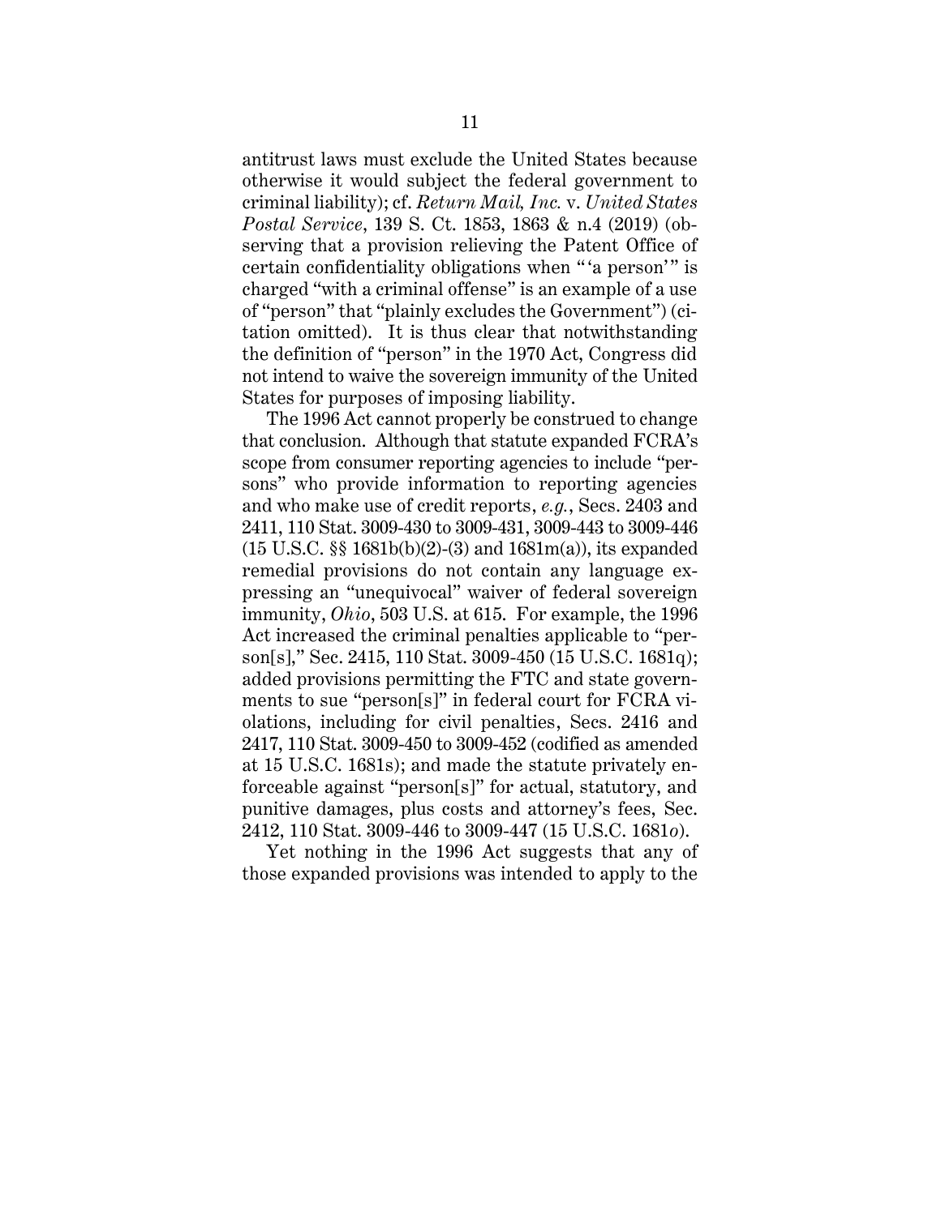antitrust laws must exclude the United States because otherwise it would subject the federal government to criminal liability); cf. *Return Mail, Inc.* v. *United States Postal Service*, 139 S. Ct. 1853, 1863 & n.4 (2019) (observing that a provision relieving the Patent Office of certain confidentiality obligations when " 'a person' " is charged "with a criminal offense" is an example of a use of "person" that "plainly excludes the Government") (citation omitted). It is thus clear that notwithstanding the definition of "person" in the 1970 Act, Congress did not intend to waive the sovereign immunity of the United States for purposes of imposing liability.

The 1996 Act cannot properly be construed to change that conclusion. Although that statute expanded FCRA's scope from consumer reporting agencies to include "persons" who provide information to reporting agencies and who make use of credit reports, *e.g.*, Secs. 2403 and 2411, 110 Stat. 3009-430 to 3009-431, 3009-443 to 3009-446 (15 U.S.C. §§ 1681b(b)(2)-(3) and 1681m(a)), its expanded remedial provisions do not contain any language expressing an "unequivocal" waiver of federal sovereign immunity, *Ohio*, 503 U.S. at 615. For example, the 1996 Act increased the criminal penalties applicable to "person[s]," Sec. 2415, 110 Stat. 3009-450 (15 U.S.C. 1681q); added provisions permitting the FTC and state governments to sue "person[s]" in federal court for FCRA violations, including for civil penalties, Secs. 2416 and 2417, 110 Stat. 3009-450 to 3009-452 (codified as amended at 15 U.S.C. 1681s); and made the statute privately enforceable against "person[s]" for actual, statutory, and punitive damages, plus costs and attorney's fees, Sec. 2412, 110 Stat. 3009-446 to 3009-447 (15 U.S.C. 1681*o*).

Yet nothing in the 1996 Act suggests that any of those expanded provisions was intended to apply to the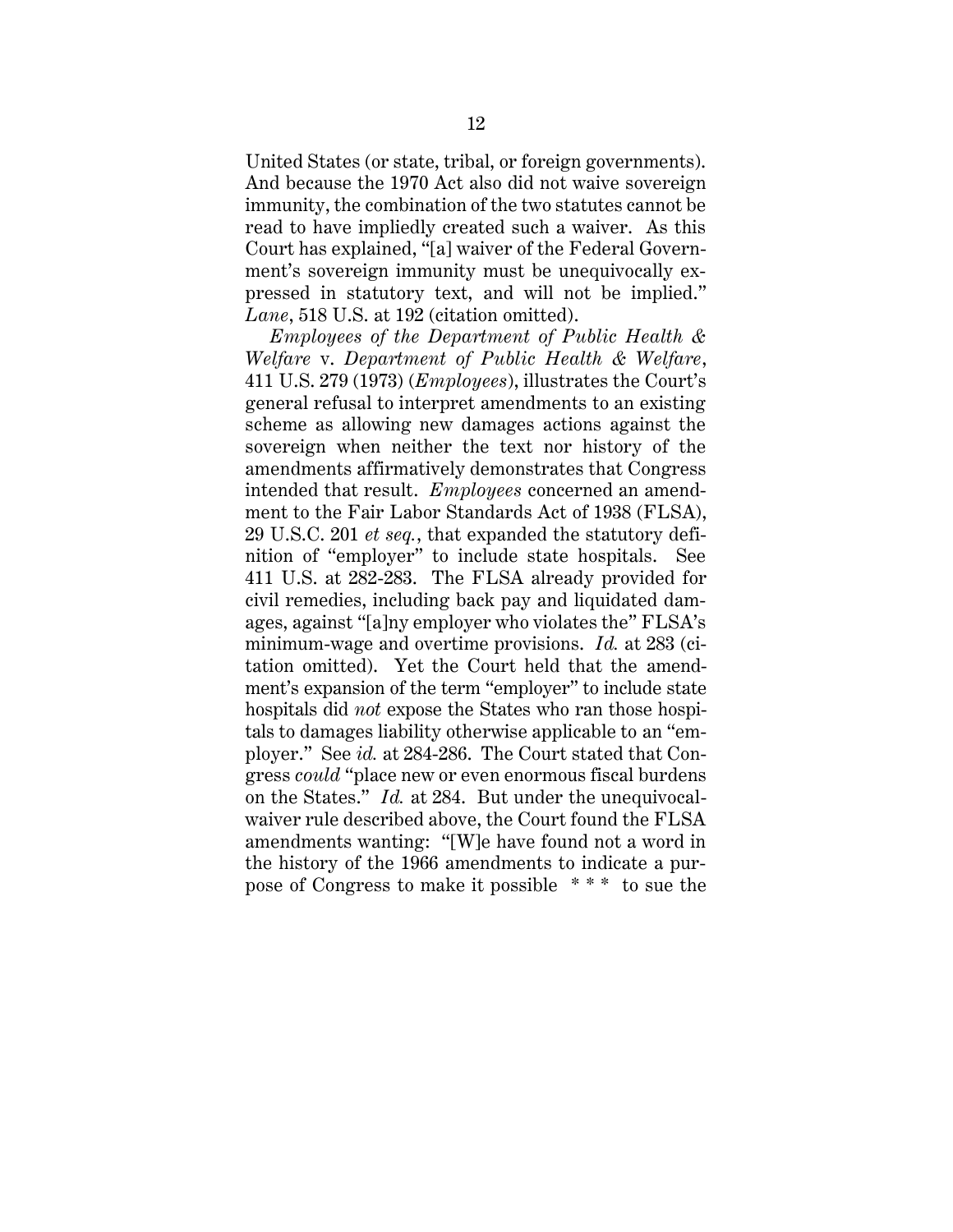United States (or state, tribal, or foreign governments). And because the 1970 Act also did not waive sovereign immunity, the combination of the two statutes cannot be read to have impliedly created such a waiver. As this Court has explained, "[a] waiver of the Federal Government's sovereign immunity must be unequivocally expressed in statutory text, and will not be implied." *Lane*, 518 U.S. at 192 (citation omitted).

*Employees of the Department of Public Health & Welfare* v. *Department of Public Health & Welfare*, 411 U.S. 279 (1973) (*Employees*), illustrates the Court's general refusal to interpret amendments to an existing scheme as allowing new damages actions against the sovereign when neither the text nor history of the amendments affirmatively demonstrates that Congress intended that result. *Employees* concerned an amendment to the Fair Labor Standards Act of 1938 (FLSA), 29 U.S.C. 201 *et seq.*, that expanded the statutory definition of "employer" to include state hospitals. See 411 U.S. at 282-283. The FLSA already provided for civil remedies, including back pay and liquidated damages, against "[a]ny employer who violates the" FLSA's minimum-wage and overtime provisions. *Id.* at 283 (citation omitted). Yet the Court held that the amendment's expansion of the term "employer" to include state hospitals did *not* expose the States who ran those hospitals to damages liability otherwise applicable to an "employer." See *id.* at 284-286. The Court stated that Congress *could* "place new or even enormous fiscal burdens on the States." *Id.* at 284. But under the unequivocal-waiver rule described above, the Court found the FLSA amendments wanting: "[W]e have found not a word in the history of the 1966 amendments to indicate a purpose of Congress to make it possible * * * to sue the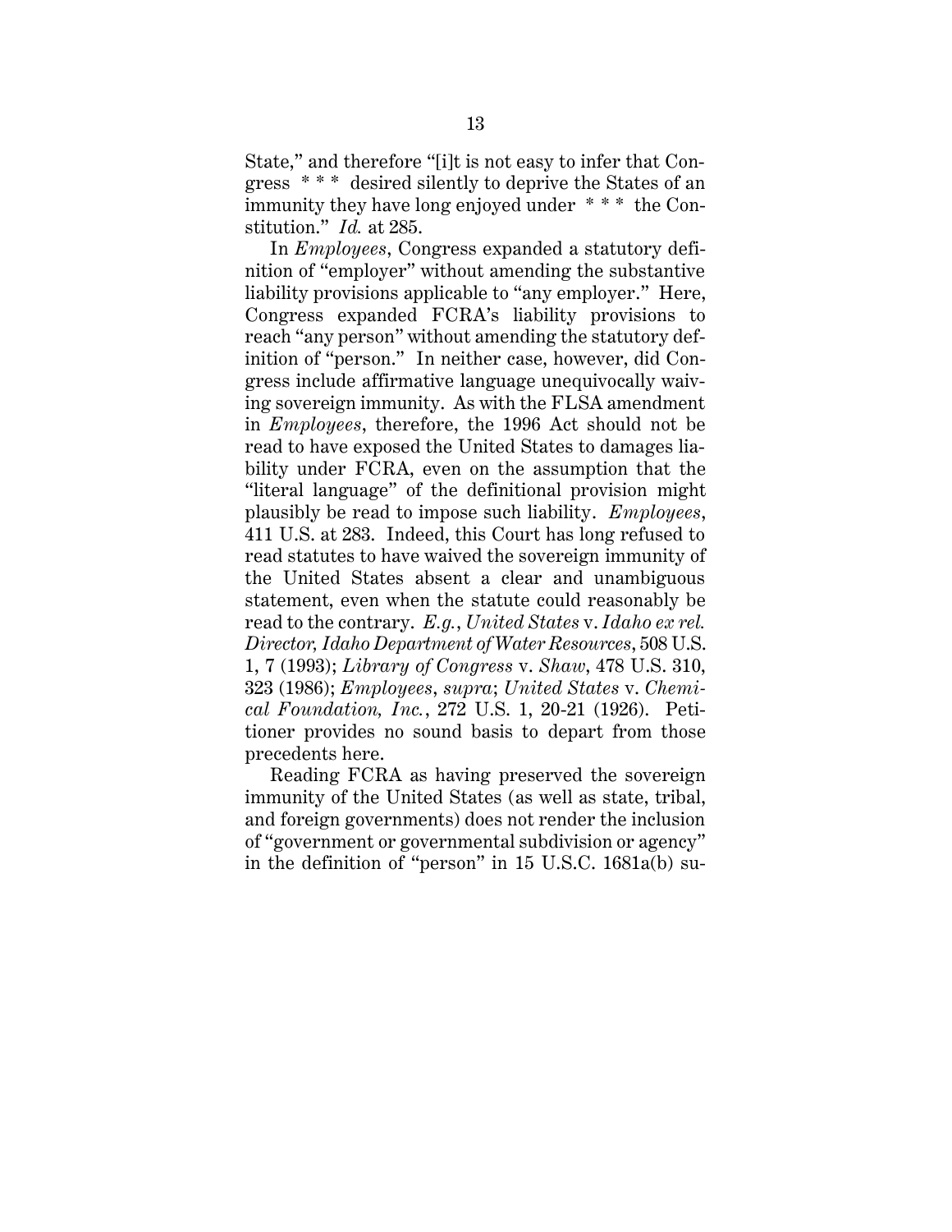State," and therefore "[i]t is not easy to infer that Congress * * * desired silently to deprive the States of an immunity they have long enjoyed under * * * the Constitution." *Id.* at 285.

In *Employees*, Congress expanded a statutory definition of "employer" without amending the substantive liability provisions applicable to "any employer." Here, Congress expanded FCRA's liability provisions to reach "any person" without amending the statutory definition of "person." In neither case, however, did Congress include affirmative language unequivocally waiving sovereign immunity. As with the FLSA amendment in *Employees*, therefore, the 1996 Act should not be read to have exposed the United States to damages liability under FCRA, even on the assumption that the "literal language" of the definitional provision might plausibly be read to impose such liability. *Employees*, 411 U.S. at 283. Indeed, this Court has long refused to read statutes to have waived the sovereign immunity of the United States absent a clear and unambiguous statement, even when the statute could reasonably be read to the contrary. *E.g.*, *United States* v. *Idaho ex rel. Director, Idaho Department of Water Resources*, 508 U.S. 1, 7 (1993); *Library of Congress* v. *Shaw*, 478 U.S. 310, 323 (1986); *Employees*, *supra*; *United States* v. *Chemical Foundation, Inc.*, 272 U.S. 1, 20-21 (1926). Petitioner provides no sound basis to depart from those precedents here.

Reading FCRA as having preserved the sovereign immunity of the United States (as well as state, tribal, and foreign governments) does not render the inclusion of "government or governmental subdivision or agency" in the definition of "person" in 15 U.S.C. 1681a(b) su-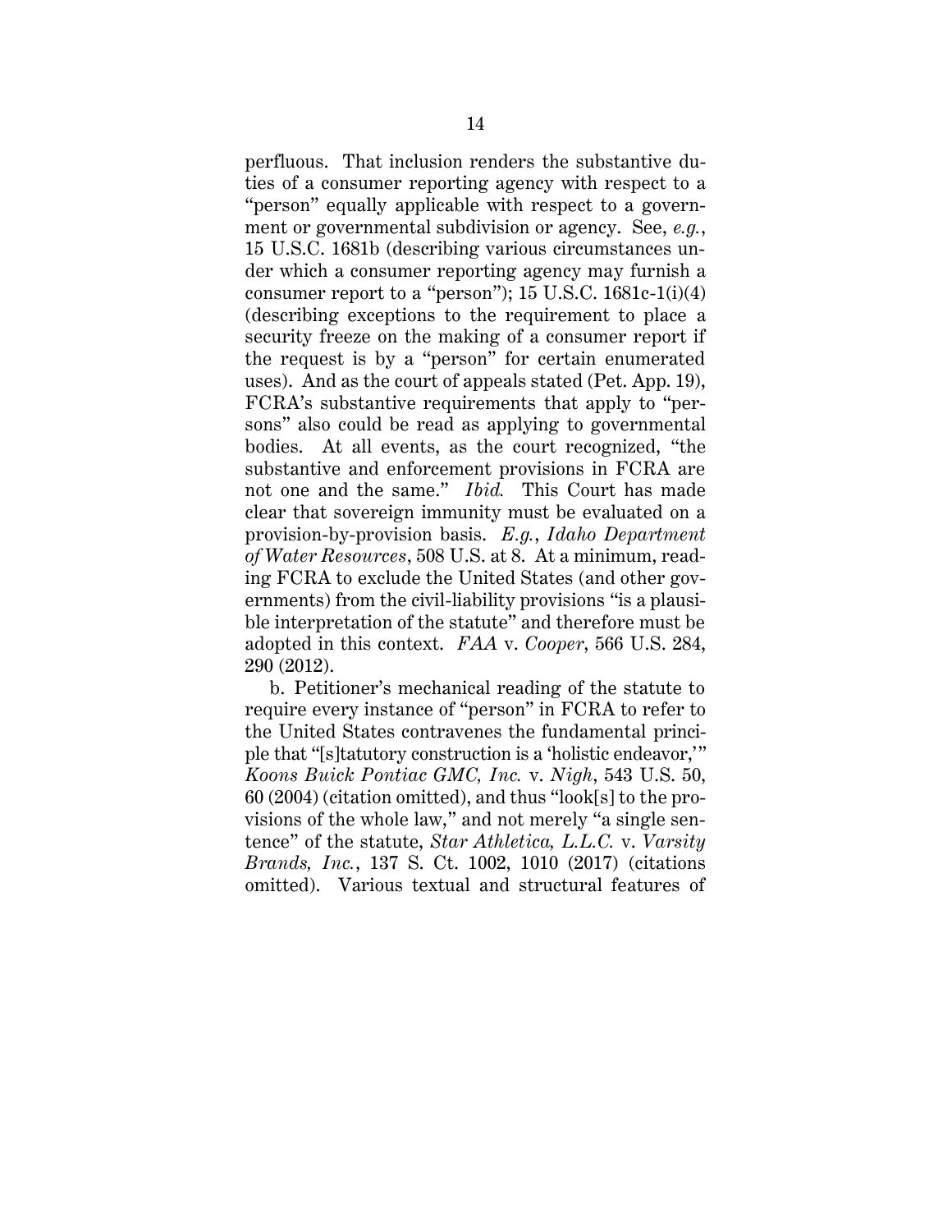perfluous. That inclusion renders the substantive duties of a consumer reporting agency with respect to a "person" equally applicable with respect to a government or governmental subdivision or agency. See, *e.g.*, 15 U.S.C. 1681b (describing various circumstances under which a consumer reporting agency may furnish a consumer report to a "person"); 15 U.S.C. 1681c-1(i)(4) (describing exceptions to the requirement to place a security freeze on the making of a consumer report if the request is by a "person" for certain enumerated uses). And as the court of appeals stated (Pet. App. 19), FCRA's substantive requirements that apply to "persons" also could be read as applying to governmental bodies. At all events, as the court recognized, "the substantive and enforcement provisions in FCRA are not one and the same." *Ibid.* This Court has made clear that sovereign immunity must be evaluated on a provision-by-provision basis. *E.g.*, *Idaho Department of Water Resources*, 508 U.S. at 8. At a minimum, reading FCRA to exclude the United States (and other governments) from the civil-liability provisions "is a plausible interpretation of the statute" and therefore must be adopted in this context. *FAA* v. *Cooper*, 566 U.S. 284, 290 (2012).

b. Petitioner's mechanical reading of the statute to require every instance of "person" in FCRA to refer to the United States contravenes the fundamental principle that "[s]tatutory construction is a 'holistic endeavor,'" *Koons Buick Pontiac GMC, Inc.* v. *Nigh*, 543 U.S. 50, 60 (2004) (citation omitted), and thus "look[s] to the provisions of the whole law," and not merely "a single sentence" of the statute, *Star Athletica, L.L.C.* v. *Varsity Brands, Inc.*, 137 S. Ct. 1002, 1010 (2017) (citations omitted). Various textual and structural features of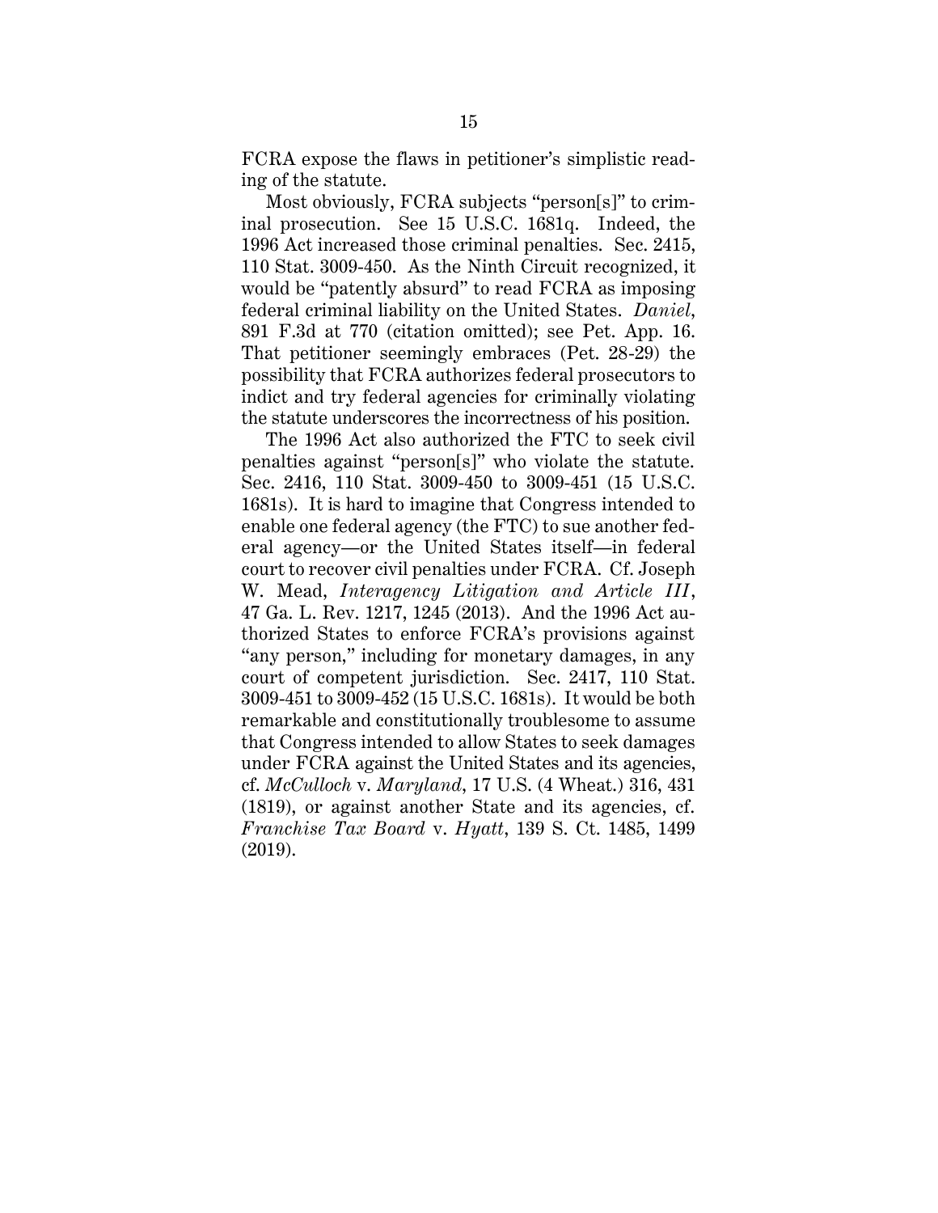FCRA expose the flaws in petitioner's simplistic reading of the statute.

Most obviously, FCRA subjects "person[s]" to criminal prosecution. See 15 U.S.C. 1681q. Indeed, the 1996 Act increased those criminal penalties. Sec. 2415, 110 Stat. 3009-450. As the Ninth Circuit recognized, it would be "patently absurd" to read FCRA as imposing federal criminal liability on the United States. *Daniel*, 891 F.3d at 770 (citation omitted); see Pet. App. 16. That petitioner seemingly embraces (Pet. 28-29) the possibility that FCRA authorizes federal prosecutors to indict and try federal agencies for criminally violating the statute underscores the incorrectness of his position.

The 1996 Act also authorized the FTC to seek civil penalties against "person[s]" who violate the statute. Sec. 2416, 110 Stat. 3009-450 to 3009-451 (15 U.S.C. 1681s). It is hard to imagine that Congress intended to enable one federal agency (the FTC) to sue another federal agency—or the United States itself—in federal court to recover civil penalties under FCRA. Cf. Joseph W. Mead, *Interagency Litigation and Article III*, 47 Ga. L. Rev. 1217, 1245 (2013). And the 1996 Act authorized States to enforce FCRA's provisions against "any person," including for monetary damages, in any court of competent jurisdiction. Sec. 2417, 110 Stat. 3009-451 to 3009-452 (15 U.S.C. 1681s). It would be both remarkable and constitutionally troublesome to assume that Congress intended to allow States to seek damages under FCRA against the United States and its agencies, cf. *McCulloch* v. *Maryland*, 17 U.S. (4 Wheat.) 316, 431 (1819), or against another State and its agencies, cf. *Franchise Tax Board* v. *Hyatt*, 139 S. Ct. 1485, 1499 (2019).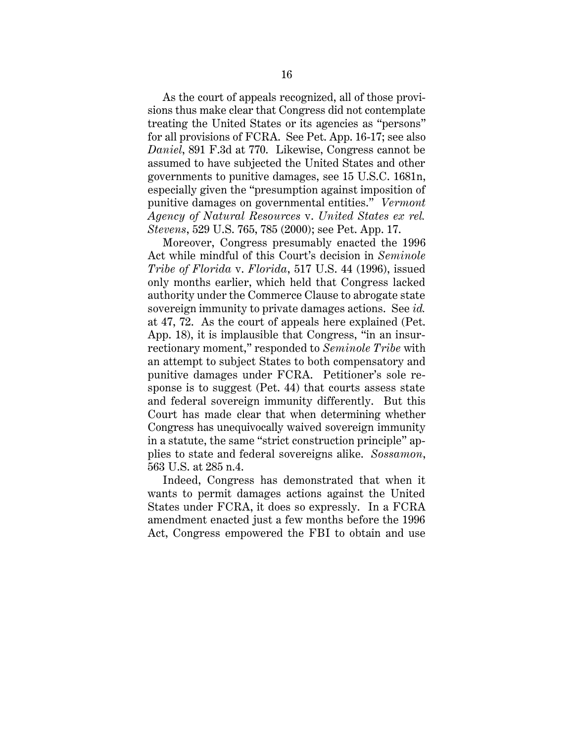As the court of appeals recognized, all of those provisions thus make clear that Congress did not contemplate treating the United States or its agencies as "persons" for all provisions of FCRA. See Pet. App. 16-17; see also *Daniel*, 891 F.3d at 770. Likewise, Congress cannot be assumed to have subjected the United States and other governments to punitive damages, see 15 U.S.C. 1681n, especially given the "presumption against imposition of punitive damages on governmental entities." *Vermont Agency of Natural Resources* v. *United States ex rel. Stevens*, 529 U.S. 765, 785 (2000); see Pet. App. 17.

Moreover, Congress presumably enacted the 1996 Act while mindful of this Court's decision in *Seminole Tribe of Florida* v. *Florida*, 517 U.S. 44 (1996), issued only months earlier, which held that Congress lacked authority under the Commerce Clause to abrogate state sovereign immunity to private damages actions. See *id.* at 47, 72. As the court of appeals here explained (Pet. App. 18), it is implausible that Congress, "in an insurrectionary moment," responded to *Seminole Tribe* with an attempt to subject States to both compensatory and punitive damages under FCRA. Petitioner's sole response is to suggest (Pet. 44) that courts assess state and federal sovereign immunity differently. But this Court has made clear that when determining whether Congress has unequivocally waived sovereign immunity in a statute, the same "strict construction principle" applies to state and federal sovereigns alike. *Sossamon*, 563 U.S. at 285 n.4.

Indeed, Congress has demonstrated that when it wants to permit damages actions against the United States under FCRA, it does so expressly. In a FCRA amendment enacted just a few months before the 1996 Act, Congress empowered the FBI to obtain and use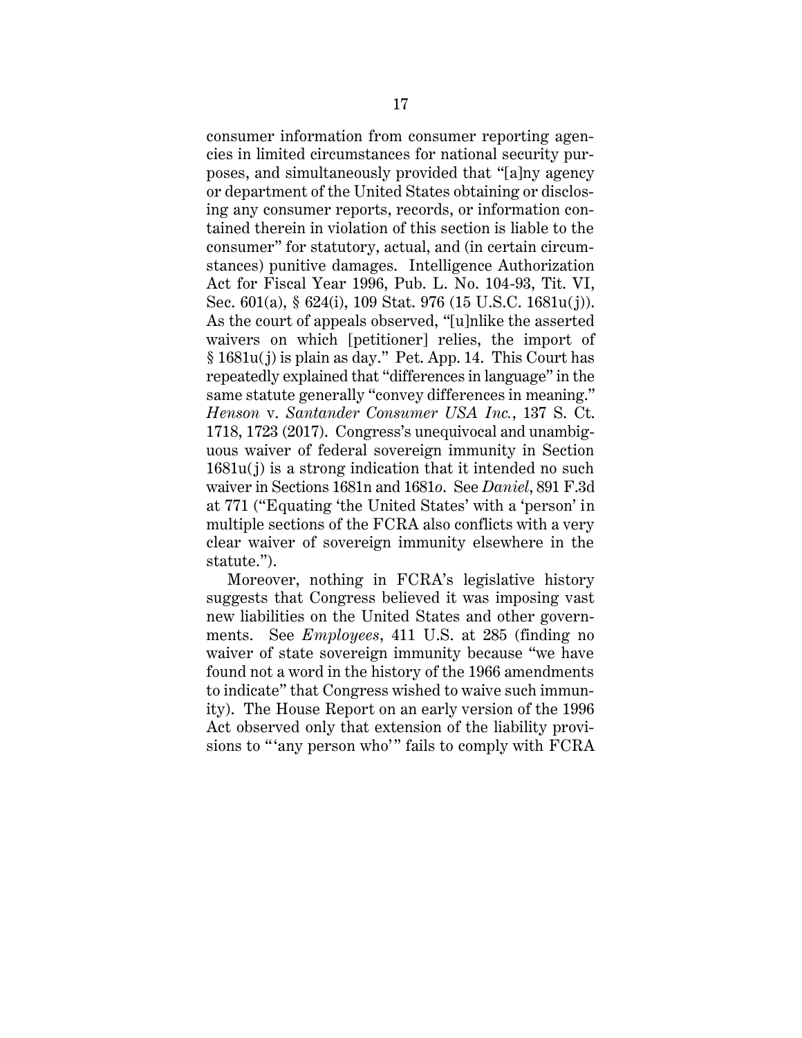consumer information from consumer reporting agencies in limited circumstances for national security purposes, and simultaneously provided that "[a]ny agency or department of the United States obtaining or disclosing any consumer reports, records, or information contained therein in violation of this section is liable to the consumer" for statutory, actual, and (in certain circumstances) punitive damages. Intelligence Authorization Act for Fiscal Year 1996, Pub. L. No. 104-93, Tit. VI, Sec. 601(a), § 624(i), 109 Stat. 976 (15 U.S.C. 1681u(j)). As the court of appeals observed, "[u]nlike the asserted waivers on which [petitioner] relies, the import of § 1681u(j) is plain as day." Pet. App. 14. This Court has repeatedly explained that "differences in language" in the same statute generally "convey differences in meaning." *Henson* v. *Santander Consumer USA Inc.*, 137 S. Ct. 1718, 1723 (2017). Congress's unequivocal and unambiguous waiver of federal sovereign immunity in Section 1681u(j) is a strong indication that it intended no such waiver in Sections 1681n and 1681*o*. See *Daniel*, 891 F.3d at 771 ("Equating 'the United States' with a 'person' in multiple sections of the FCRA also conflicts with a very clear waiver of sovereign immunity elsewhere in the statute.").

Moreover, nothing in FCRA's legislative history suggests that Congress believed it was imposing vast new liabilities on the United States and other governments. See *Employees*, 411 U.S. at 285 (finding no waiver of state sovereign immunity because "we have found not a word in the history of the 1966 amendments to indicate" that Congress wished to waive such immunity). The House Report on an early version of the 1996 Act observed only that extension of the liability provisions to "'any person who'" fails to comply with FCRA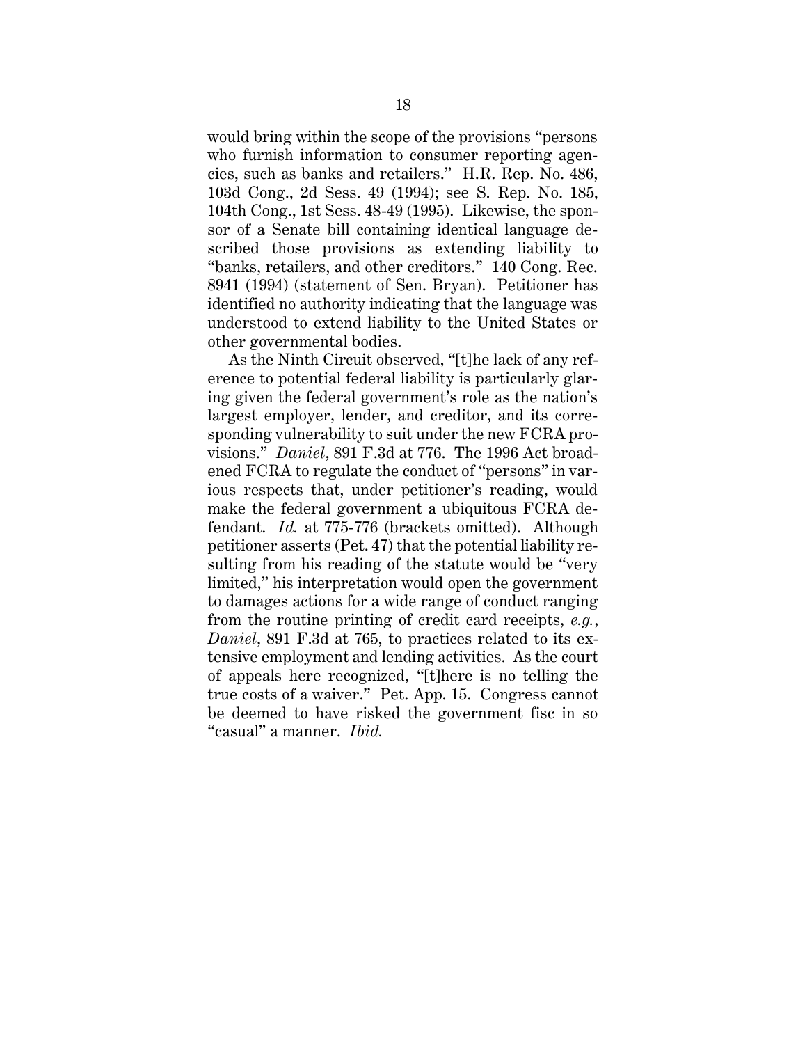would bring within the scope of the provisions "persons who furnish information to consumer reporting agencies, such as banks and retailers." H.R. Rep. No. 486, 103d Cong., 2d Sess. 49 (1994); see S. Rep. No. 185, 104th Cong., 1st Sess. 48-49 (1995). Likewise, the sponsor of a Senate bill containing identical language described those provisions as extending liability to "banks, retailers, and other creditors." 140 Cong. Rec. 8941 (1994) (statement of Sen. Bryan). Petitioner has identified no authority indicating that the language was understood to extend liability to the United States or other governmental bodies.

As the Ninth Circuit observed, "[t]he lack of any reference to potential federal liability is particularly glaring given the federal government's role as the nation's largest employer, lender, and creditor, and its corresponding vulnerability to suit under the new FCRA provisions." *Daniel*, 891 F.3d at 776. The 1996 Act broadened FCRA to regulate the conduct of "persons" in various respects that, under petitioner's reading, would make the federal government a ubiquitous FCRA defendant. *Id.* at 775-776 (brackets omitted). Although petitioner asserts (Pet. 47) that the potential liability resulting from his reading of the statute would be "very limited," his interpretation would open the government to damages actions for a wide range of conduct ranging from the routine printing of credit card receipts, *e.g.*, *Daniel*, 891 F.3d at 765, to practices related to its extensive employment and lending activities. As the court of appeals here recognized, "[t]here is no telling the true costs of a waiver." Pet. App. 15. Congress cannot be deemed to have risked the government fisc in so "casual" a manner. *Ibid.*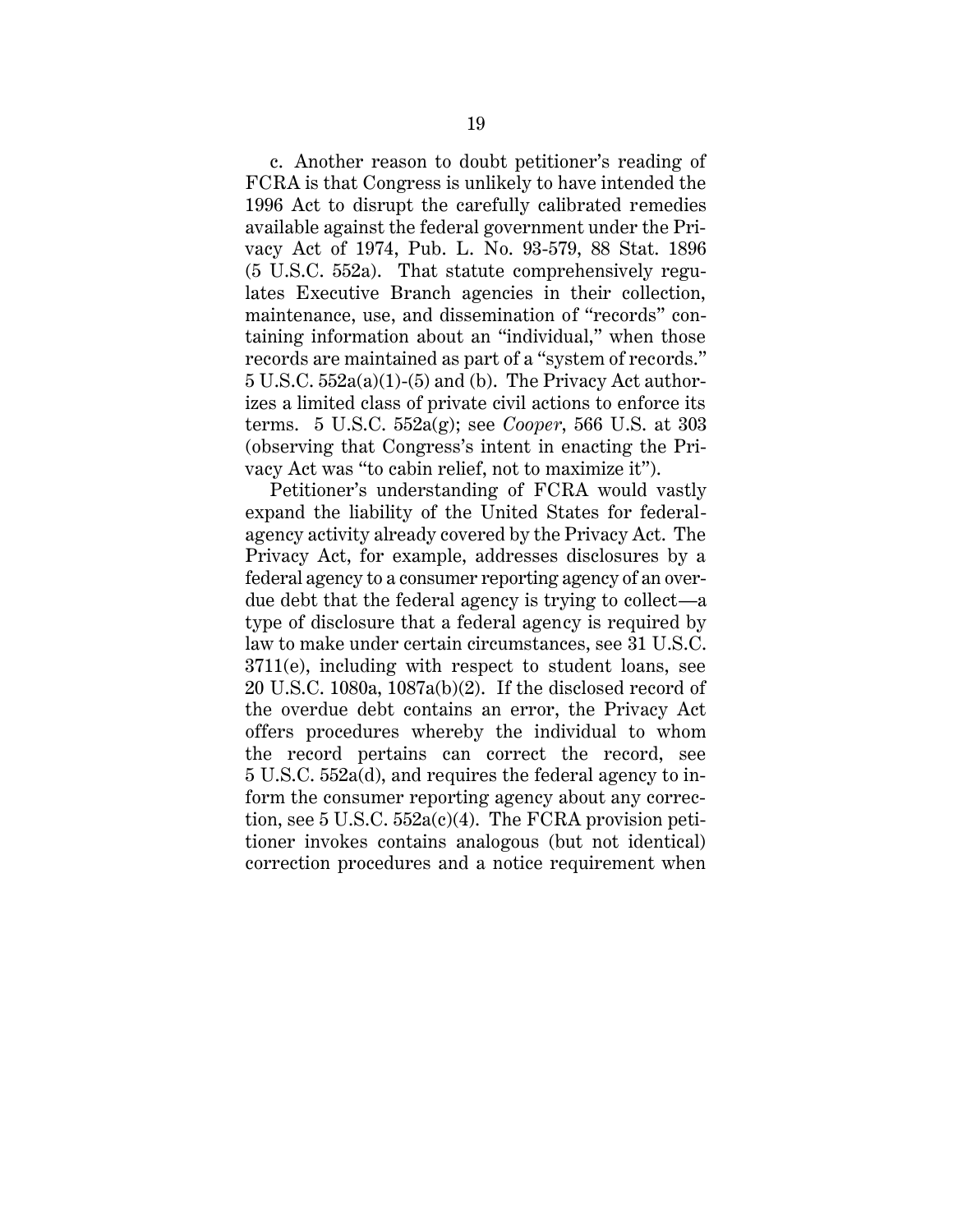c. Another reason to doubt petitioner's reading of FCRA is that Congress is unlikely to have intended the 1996 Act to disrupt the carefully calibrated remedies available against the federal government under the Privacy Act of 1974, Pub. L. No. 93-579, 88 Stat. 1896 (5 U.S.C. 552a). That statute comprehensively regulates Executive Branch agencies in their collection, maintenance, use, and dissemination of "records" containing information about an "individual," when those records are maintained as part of a "system of records." 5 U.S.C. 552a(a)(1)-(5) and (b). The Privacy Act authorizes a limited class of private civil actions to enforce its terms. 5 U.S.C. 552a(g); see *Cooper*, 566 U.S. at 303 (observing that Congress's intent in enacting the Privacy Act was "to cabin relief, not to maximize it").

Petitioner's understanding of FCRA would vastly expand the liability of the United States for federal-agency activity already covered by the Privacy Act. The Privacy Act, for example, addresses disclosures by a federal agency to a consumer reporting agency of an overdue debt that the federal agency is trying to collect—a type of disclosure that a federal agency is required by law to make under certain circumstances, see 31 U.S.C. 3711(e), including with respect to student loans, see 20 U.S.C. 1080a, 1087a(b)(2). If the disclosed record of the overdue debt contains an error, the Privacy Act offers procedures whereby the individual to whom the record pertains can correct the record, see 5 U.S.C. 552a(d), and requires the federal agency to inform the consumer reporting agency about any correction, see 5 U.S.C. 552a(c)(4). The FCRA provision petitioner invokes contains analogous (but not identical) correction procedures and a notice requirement when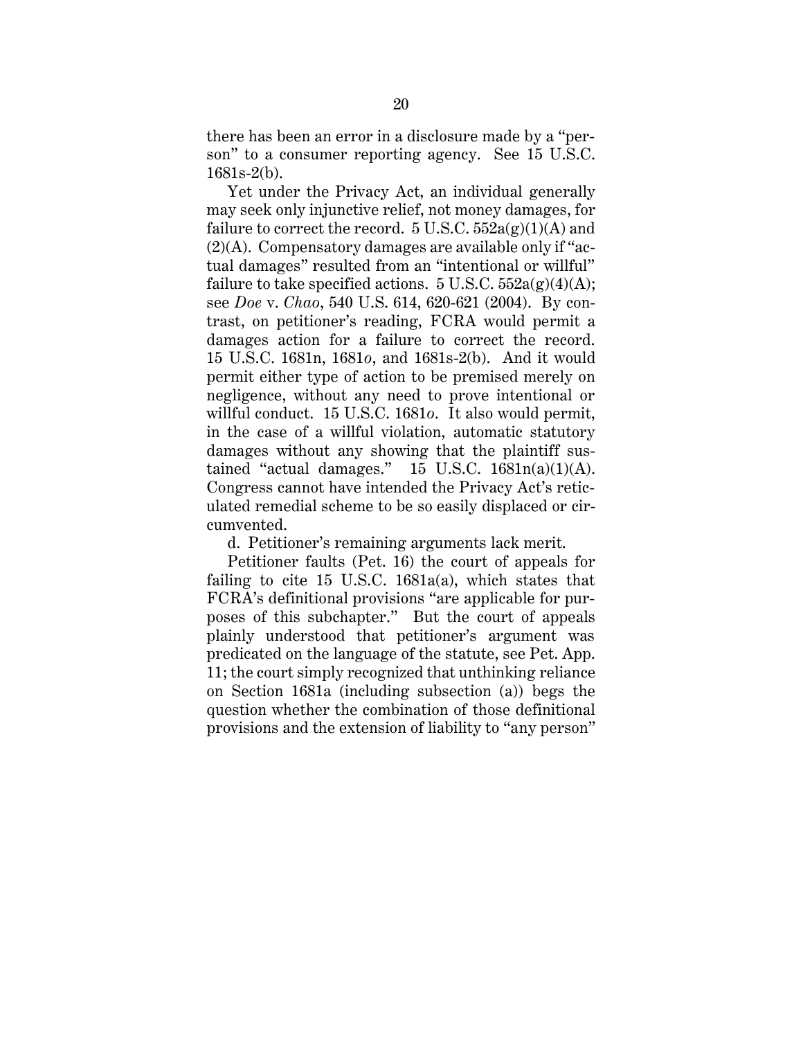there has been an error in a disclosure made by a "person" to a consumer reporting agency. See 15 U.S.C. 1681s-2(b).

Yet under the Privacy Act, an individual generally may seek only injunctive relief, not money damages, for failure to correct the record. 5 U.S.C. 552a(g)(1)(A) and (2)(A). Compensatory damages are available only if "actual damages" resulted from an "intentional or willful" failure to take specified actions. 5 U.S.C. 552a(g)(4)(A); see *Doe* v. *Chao*, 540 U.S. 614, 620-621 (2004). By contrast, on petitioner's reading, FCRA would permit a damages action for a failure to correct the record. 15 U.S.C. 1681n, 1681*o*, and 1681s-2(b). And it would permit either type of action to be premised merely on negligence, without any need to prove intentional or willful conduct. 15 U.S.C. 1681*o*. It also would permit, in the case of a willful violation, automatic statutory damages without any showing that the plaintiff sustained "actual damages." 15 U.S.C. 1681n(a)(1)(A). Congress cannot have intended the Privacy Act's reticulated remedial scheme to be so easily displaced or circumvented.

d. Petitioner's remaining arguments lack merit.

Petitioner faults (Pet. 16) the court of appeals for failing to cite 15 U.S.C. 1681a(a), which states that FCRA's definitional provisions "are applicable for purposes of this subchapter." But the court of appeals plainly understood that petitioner's argument was predicated on the language of the statute, see Pet. App. 11; the court simply recognized that unthinking reliance on Section 1681a (including subsection (a)) begs the question whether the combination of those definitional provisions and the extension of liability to "any person"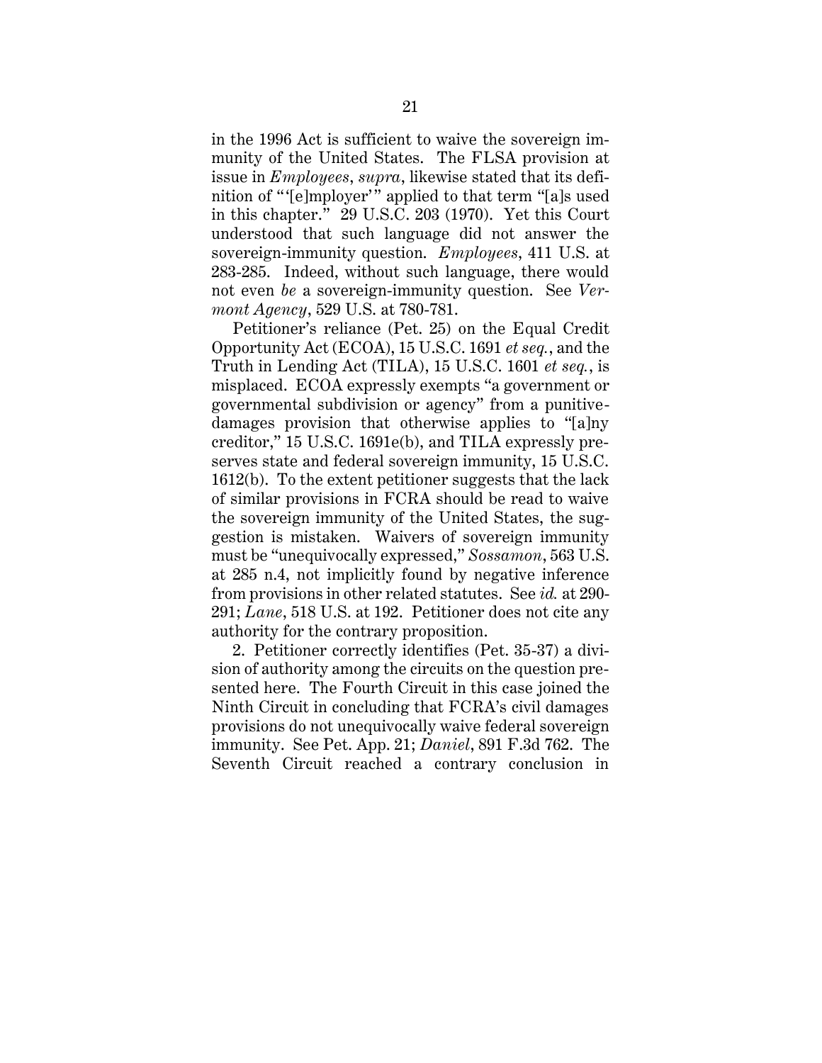in the 1996 Act is sufficient to waive the sovereign immunity of the United States. The FLSA provision at issue in *Employees*, *supra*, likewise stated that its definition of "'[e]mployer'" applied to that term "[a]s used in this chapter." 29 U.S.C. 203 (1970). Yet this Court understood that such language did not answer the sovereign-immunity question. *Employees*, 411 U.S. at 283-285. Indeed, without such language, there would not even *be* a sovereign-immunity question. See *Vermont Agency*, 529 U.S. at 780-781.

Petitioner's reliance (Pet. 25) on the Equal Credit Opportunity Act (ECOA), 15 U.S.C. 1691 *et seq.*, and the Truth in Lending Act (TILA), 15 U.S.C. 1601 *et seq.*, is misplaced. ECOA expressly exempts "a government or governmental subdivision or agency" from a punitive-damages provision that otherwise applies to "[a]ny creditor," 15 U.S.C. 1691e(b), and TILA expressly preserves state and federal sovereign immunity, 15 U.S.C. 1612(b). To the extent petitioner suggests that the lack of similar provisions in FCRA should be read to waive the sovereign immunity of the United States, the suggestion is mistaken. Waivers of sovereign immunity must be "unequivocally expressed," *Sossamon*, 563 U.S. at 285 n.4, not implicitly found by negative inference from provisions in other related statutes. See *id.* at 290-291; *Lane*, 518 U.S. at 192. Petitioner does not cite any authority for the contrary proposition.

2. Petitioner correctly identifies (Pet. 35-37) a division of authority among the circuits on the question presented here. The Fourth Circuit in this case joined the Ninth Circuit in concluding that FCRA's civil damages provisions do not unequivocally waive federal sovereign immunity. See Pet. App. 21; *Daniel*, 891 F.3d 762. The Seventh Circuit reached a contrary conclusion in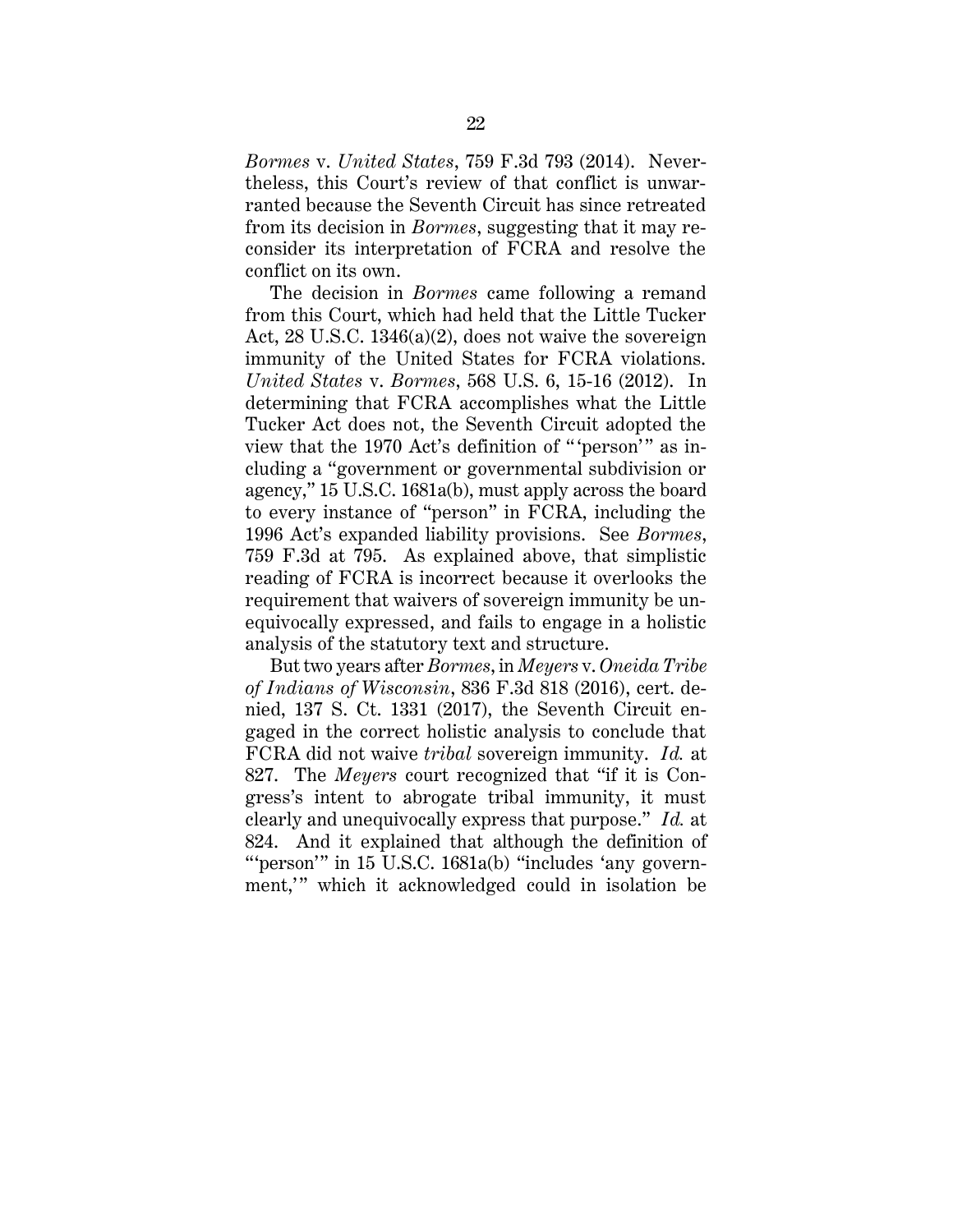*Bormes* v. *United States*, 759 F.3d 793 (2014). Nevertheless, this Court's review of that conflict is unwarranted because the Seventh Circuit has since retreated from its decision in *Bormes*, suggesting that it may reconsider its interpretation of FCRA and resolve the conflict on its own.

The decision in *Bormes* came following a remand from this Court, which had held that the Little Tucker Act, 28 U.S.C. 1346(a)(2), does not waive the sovereign immunity of the United States for FCRA violations. *United States* v. *Bormes*, 568 U.S. 6, 15-16 (2012). In determining that FCRA accomplishes what the Little Tucker Act does not, the Seventh Circuit adopted the view that the 1970 Act's definition of "'person'" as including a "government or governmental subdivision or agency," 15 U.S.C. 1681a(b), must apply across the board to every instance of "person" in FCRA, including the 1996 Act's expanded liability provisions. See *Bormes*, 759 F.3d at 795. As explained above, that simplistic reading of FCRA is incorrect because it overlooks the requirement that waivers of sovereign immunity be unequivocally expressed, and fails to engage in a holistic analysis of the statutory text and structure.

But two years after *Bormes*, in *Meyers* v. *Oneida Tribe of Indians of Wisconsin*, 836 F.3d 818 (2016), cert. denied, 137 S. Ct. 1331 (2017), the Seventh Circuit engaged in the correct holistic analysis to conclude that FCRA did not waive *tribal* sovereign immunity. *Id.* at 827. The *Meyers* court recognized that "if it is Congress's intent to abrogate tribal immunity, it must clearly and unequivocally express that purpose." *Id.* at 824. And it explained that although the definition of "'person'" in 15 U.S.C. 1681a(b) "includes 'any government,'" which it acknowledged could in isolation be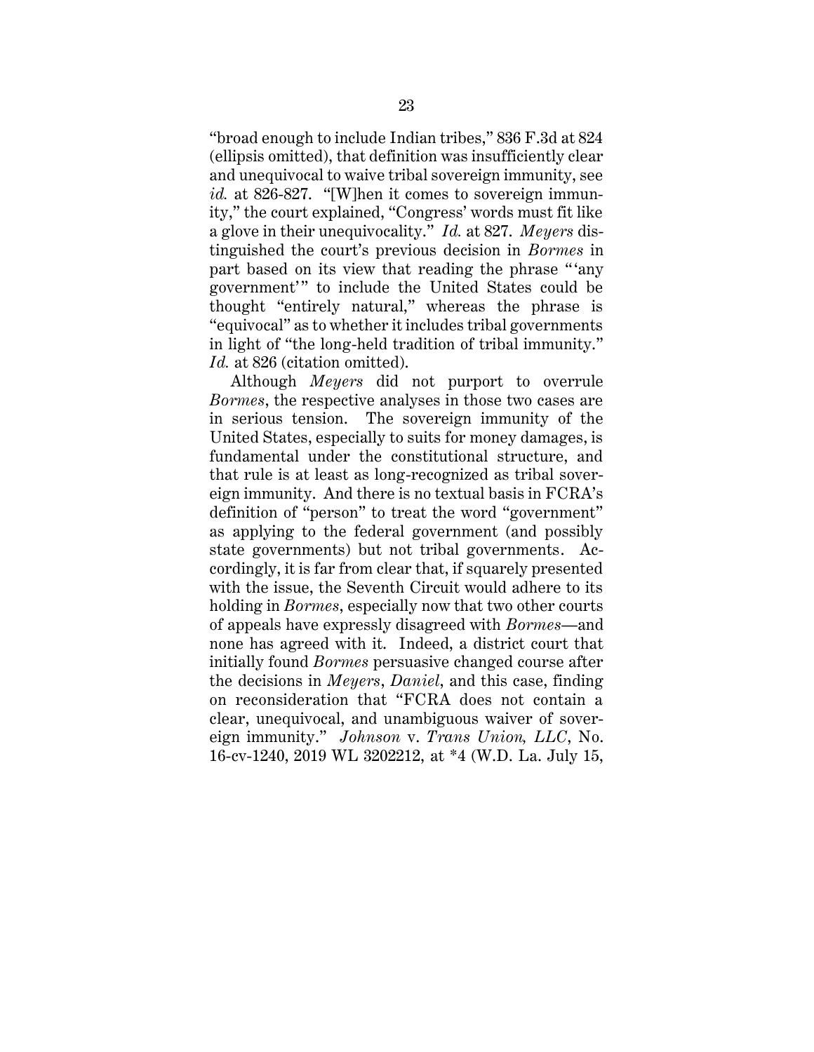"broad enough to include Indian tribes," 836 F.3d at 824 (ellipsis omitted), that definition was insufficiently clear and unequivocal to waive tribal sovereign immunity, see *id.* at 826-827. "[W]hen it comes to sovereign immunity," the court explained, "Congress' words must fit like a glove in their unequivocality." *Id.* at 827. *Meyers* distinguished the court's previous decision in *Bormes* in part based on its view that reading the phrase "'any government'" to include the United States could be thought "entirely natural," whereas the phrase is "equivocal" as to whether it includes tribal governments in light of "the long-held tradition of tribal immunity." *Id.* at 826 (citation omitted).

Although *Meyers* did not purport to overrule *Bormes*, the respective analyses in those two cases are in serious tension. The sovereign immunity of the United States, especially to suits for money damages, is fundamental under the constitutional structure, and that rule is at least as long-recognized as tribal sovereign immunity. And there is no textual basis in FCRA's definition of "person" to treat the word "government" as applying to the federal government (and possibly state governments) but not tribal governments. Accordingly, it is far from clear that, if squarely presented with the issue, the Seventh Circuit would adhere to its holding in *Bormes*, especially now that two other courts of appeals have expressly disagreed with *Bormes*—and none has agreed with it. Indeed, a district court that initially found *Bormes* persuasive changed course after the decisions in *Meyers*, *Daniel*, and this case, finding on reconsideration that "FCRA does not contain a clear, unequivocal, and unambiguous waiver of sovereign immunity." *Johnson* v. *Trans Union, LLC*, No. 16-cv-1240, 2019 WL 3202212, at *4 (W.D. La. July 15,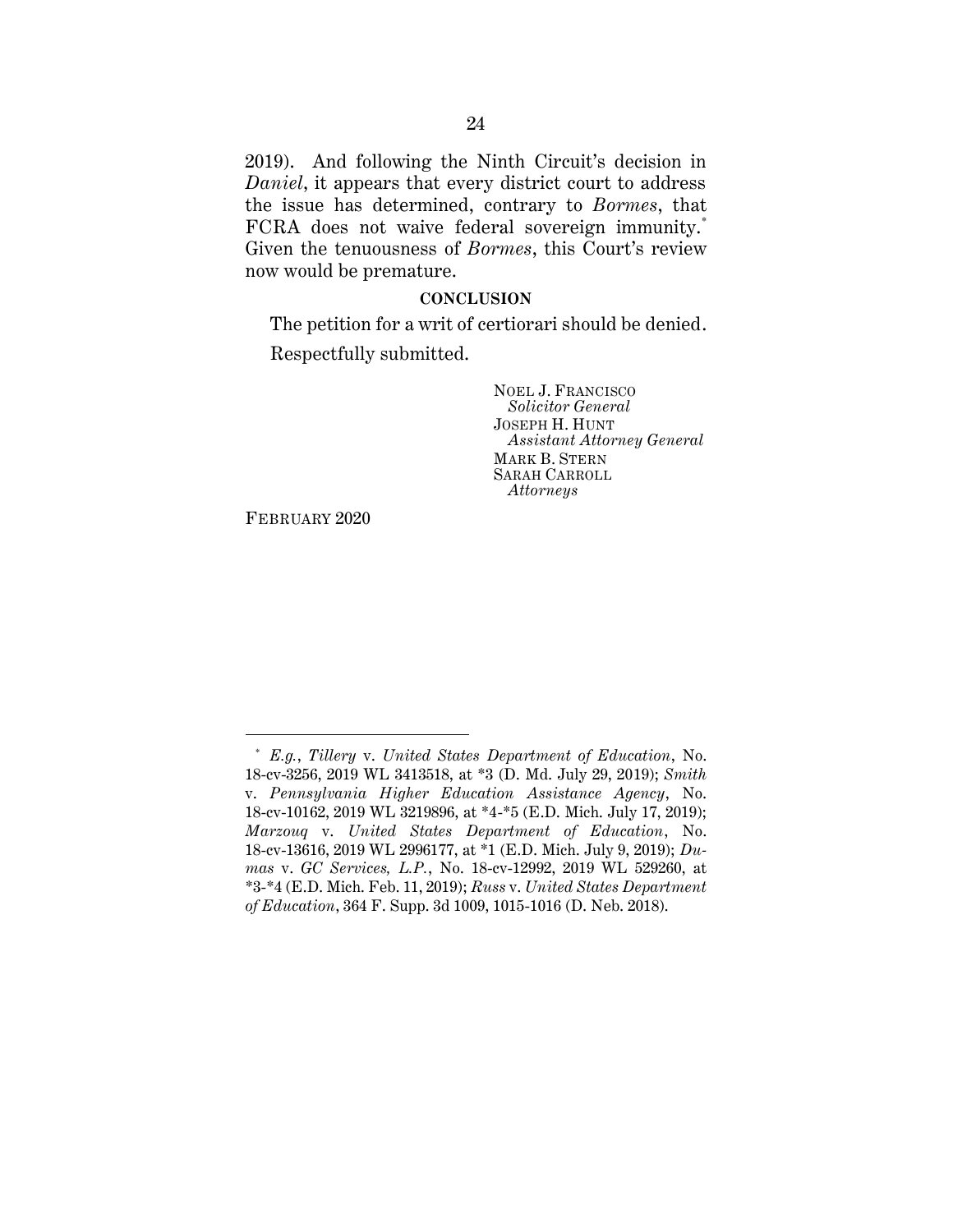2019). And following the Ninth Circuit's decision in *Daniel*, it appears that every district court to address the issue has determined, contrary to *Bormes*, that FCRA does not waive federal sovereign immunity.[*] Given the tenuousness of *Bormes*, this Court's review now would be premature.

**CONCLUSION**

The petition for a writ of certiorari should be denied.

Respectfully submitted.

NOEL J. FRANCISCO
*Solicitor General*
JOSEPH H. HUNT
*Assistant Attorney General*
MARK B. STERN
SARAH CARROLL
*Attorneys*

FEBRUARY 2020

---

[*] *E.g.*, *Tillery* v. *United States Department of Education*, No. 18-cv-3256, 2019 WL 3413518, at *3 (D. Md. July 29, 2019); *Smith* v. *Pennsylvania Higher Education Assistance Agency*, No. 18-cv-10162, 2019 WL 3219896, at *4-*5 (E.D. Mich. July 17, 2019); *Marzouq* v. *United States Department of Education*, No. 18-cv-13616, 2019 WL 2996177, at *1 (E.D. Mich. July 9, 2019); *Dumas* v. *GC Services, L.P.*, No. 18-cv-12992, 2019 WL 529260, at *3-*4 (E.D. Mich. Feb. 11, 2019); *Russ* v. *United States Department of Education*, 364 F. Supp. 3d 1009, 1015-1016 (D. Neb. 2018).